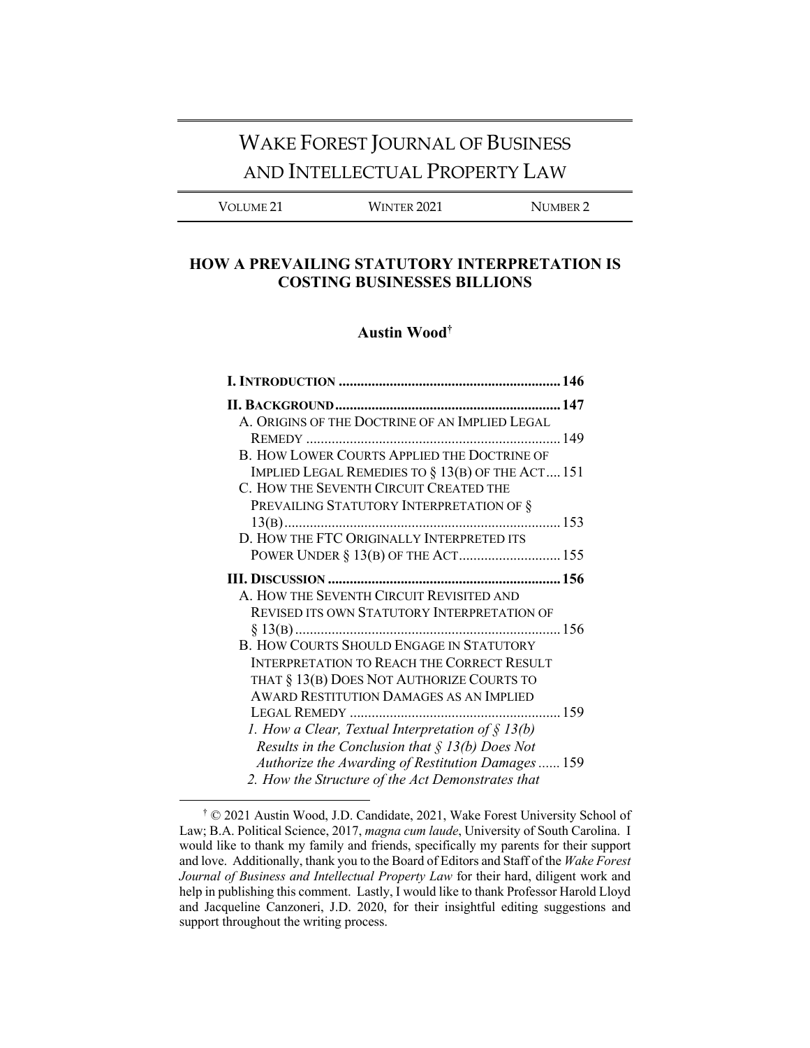# WAKE FOREST JOURNAL OF BUSINESS AND INTELLECTUAL PROPERTY LAW

VOLUME 21 | WINTER 2021 | NUMBER 2

## HOW A PREVAILING STATUTORY INTERPRETATION IS COSTING BUSINESSES BILLIONS

**Austin Wood**[†]

**I. INTRODUCTION** .......... **146**

**II. BACKGROUND** .......... **147**

A. ORIGINS OF THE DOCTRINE OF AN IMPLIED LEGAL REMEDY .......... 149

B. HOW LOWER COURTS APPLIED THE DOCTRINE OF IMPLIED LEGAL REMEDIES TO § 13(B) OF THE ACT .......... 151

C. HOW THE SEVENTH CIRCUIT CREATED THE PREVAILING STATUTORY INTERPRETATION OF § 13(B) .......... 153

D. HOW THE FTC ORIGINALLY INTERPRETED ITS POWER UNDER § 13(B) OF THE ACT .......... 155

**III. DISCUSSION** .......... **156**

A. HOW THE SEVENTH CIRCUIT REVISITED AND REVISED ITS OWN STATUTORY INTERPRETATION OF § 13(B) .......... 156

B. HOW COURTS SHOULD ENGAGE IN STATUTORY INTERPRETATION TO REACH THE CORRECT RESULT THAT § 13(B) DOES NOT AUTHORIZE COURTS TO AWARD RESTITUTION DAMAGES AS AN IMPLIED LEGAL REMEDY .......... 159

*1. How a Clear, Textual Interpretation of § 13(b) Results in the Conclusion that § 13(b) Does Not Authorize the Awarding of Restitution Damages* .......... 159

*2. How the Structure of the Act Demonstrates that*

---

[†] © 2021 Austin Wood, J.D. Candidate, 2021, Wake Forest University School of Law; B.A. Political Science, 2017, *magna cum laude*, University of South Carolina. I would like to thank my family and friends, specifically my parents for their support and love. Additionally, thank you to the Board of Editors and Staff of the *Wake Forest Journal of Business and Intellectual Property Law* for their hard, diligent work and help in publishing this comment. Lastly, I would like to thank Professor Harold Lloyd and Jacqueline Canzoneri, J.D. 2020, for their insightful editing suggestions and support throughout the writing process.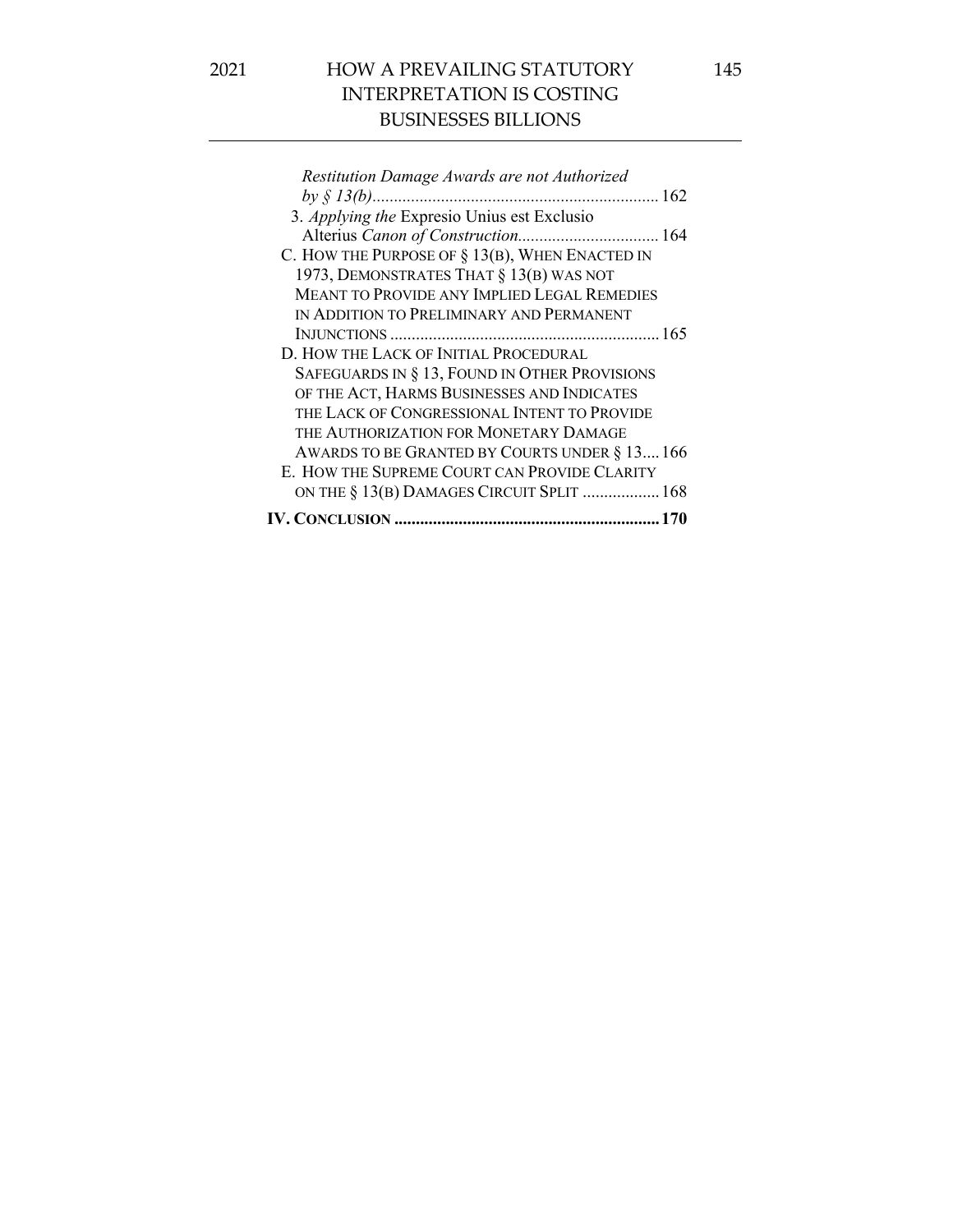*Restitution Damage Awards are not Authorized by § 13(b)*.................................................................. 162

3. *Applying the* Expresio Unius est Exclusio Alterius *Canon of Construction*................................. 164

C. HOW THE PURPOSE OF § 13(B), WHEN ENACTED IN 1973, DEMONSTRATES THAT § 13(B) WAS NOT MEANT TO PROVIDE ANY IMPLIED LEGAL REMEDIES IN ADDITION TO PRELIMINARY AND PERMANENT INJUNCTIONS .............................................................. 165

D. HOW THE LACK OF INITIAL PROCEDURAL SAFEGUARDS IN § 13, FOUND IN OTHER PROVISIONS OF THE ACT, HARMS BUSINESSES AND INDICATES THE LACK OF CONGRESSIONAL INTENT TO PROVIDE THE AUTHORIZATION FOR MONETARY DAMAGE AWARDS TO BE GRANTED BY COURTS UNDER § 13.... 166

E. HOW THE SUPREME COURT CAN PROVIDE CLARITY ON THE § 13(B) DAMAGES CIRCUIT SPLIT .................. 168

**IV. CONCLUSION ............................................................ 170**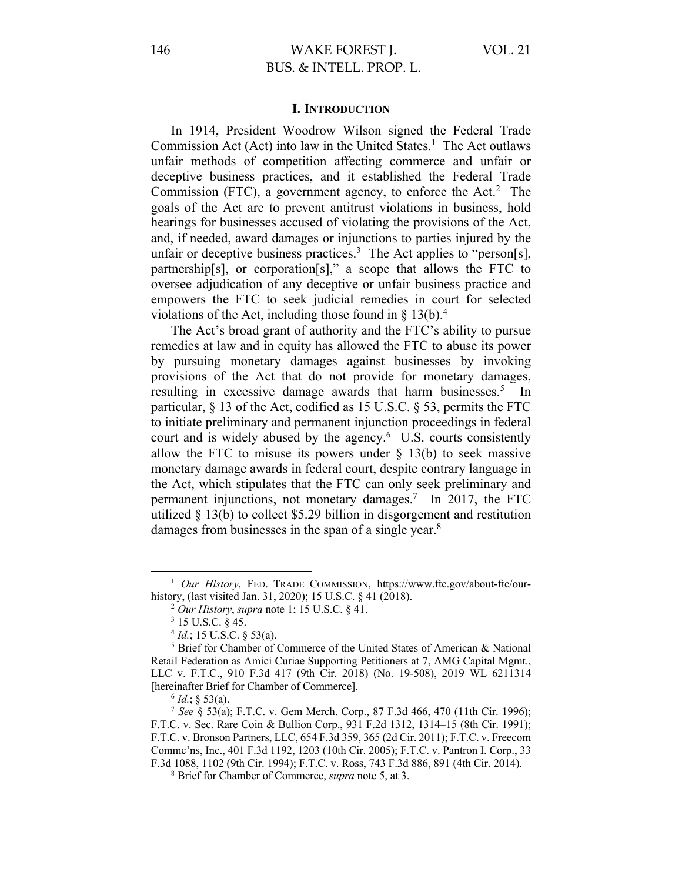## I. INTRODUCTION

In 1914, President Woodrow Wilson signed the Federal Trade Commission Act (Act) into law in the United States.[1] The Act outlaws unfair methods of competition affecting commerce and unfair or deceptive business practices, and it established the Federal Trade Commission (FTC), a government agency, to enforce the Act.[2] The goals of the Act are to prevent antitrust violations in business, hold hearings for businesses accused of violating the provisions of the Act, and, if needed, award damages or injunctions to parties injured by the unfair or deceptive business practices.[3] The Act applies to "person[s], partnership[s], or corporation[s]," a scope that allows the FTC to oversee adjudication of any deceptive or unfair business practice and empowers the FTC to seek judicial remedies in court for selected violations of the Act, including those found in § 13(b).[4]

The Act's broad grant of authority and the FTC's ability to pursue remedies at law and in equity has allowed the FTC to abuse its power by pursuing monetary damages against businesses by invoking provisions of the Act that do not provide for monetary damages, resulting in excessive damage awards that harm businesses.[5] In particular, § 13 of the Act, codified as 15 U.S.C. § 53, permits the FTC to initiate preliminary and permanent injunction proceedings in federal court and is widely abused by the agency.[6] U.S. courts consistently allow the FTC to misuse its powers under § 13(b) to seek massive monetary damage awards in federal court, despite contrary language in the Act, which stipulates that the FTC can only seek preliminary and permanent injunctions, not monetary damages.[7] In 2017, the FTC utilized § 13(b) to collect $5.29 billion in disgorgement and restitution damages from businesses in the span of a single year.[8]

---

[1] *Our History*, FED. TRADE COMMISSION, https://www.ftc.gov/about-ftc/our-history, (last visited Jan. 31, 2020); 15 U.S.C. § 41 (2018).

[2] *Our History*, *supra* note 1; 15 U.S.C. § 41.

[3] 15 U.S.C. § 45.

[4] *Id.*; 15 U.S.C. § 53(a).

[5] Brief for Chamber of Commerce of the United States of American & National Retail Federation as Amici Curiae Supporting Petitioners at 7, AMG Capital Mgmt., LLC v. F.T.C., 910 F.3d 417 (9th Cir. 2018) (No. 19-508), 2019 WL 6211314 [hereinafter Brief for Chamber of Commerce].

[6] *Id.*; § 53(a).

[7] *See* § 53(a); F.T.C. v. Gem Merch. Corp., 87 F.3d 466, 470 (11th Cir. 1996); F.T.C. v. Sec. Rare Coin & Bullion Corp., 931 F.2d 1312, 1314–15 (8th Cir. 1991); F.T.C. v. Bronson Partners, LLC, 654 F.3d 359, 365 (2d Cir. 2011); F.T.C. v. Freecom Commc'ns, Inc., 401 F.3d 1192, 1203 (10th Cir. 2005); F.T.C. v. Pantron I. Corp., 33 F.3d 1088, 1102 (9th Cir. 1994); F.T.C. v. Ross, 743 F.3d 886, 891 (4th Cir. 2014).

[8] Brief for Chamber of Commerce, *supra* note 5, at 3.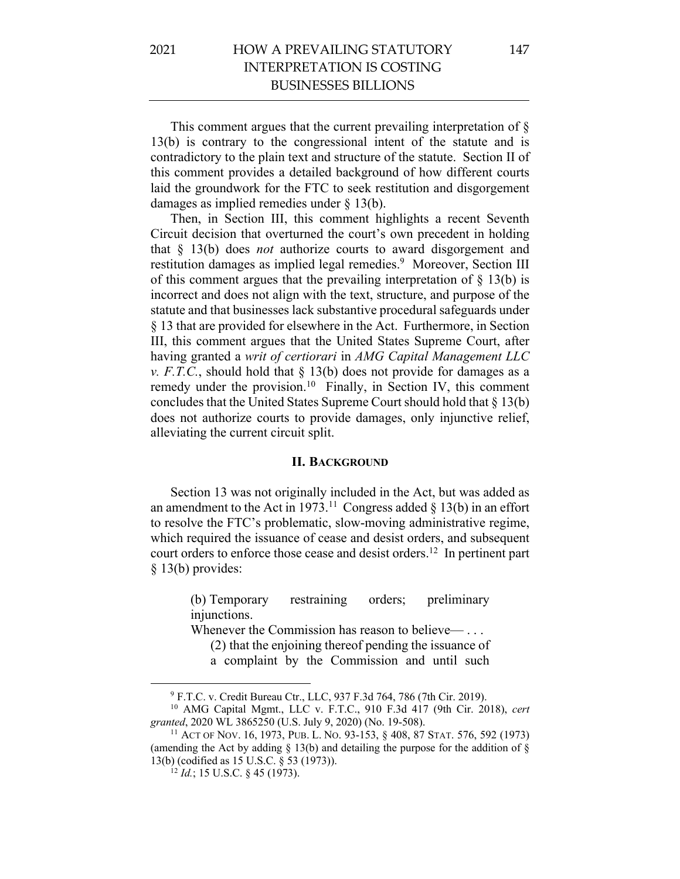This comment argues that the current prevailing interpretation of § 13(b) is contrary to the congressional intent of the statute and is contradictory to the plain text and structure of the statute. Section II of this comment provides a detailed background of how different courts laid the groundwork for the FTC to seek restitution and disgorgement damages as implied remedies under § 13(b).

Then, in Section III, this comment highlights a recent Seventh Circuit decision that overturned the court's own precedent in holding that § 13(b) does *not* authorize courts to award disgorgement and restitution damages as implied legal remedies.[9] Moreover, Section III of this comment argues that the prevailing interpretation of § 13(b) is incorrect and does not align with the text, structure, and purpose of the statute and that businesses lack substantive procedural safeguards under § 13 that are provided for elsewhere in the Act. Furthermore, in Section III, this comment argues that the United States Supreme Court, after having granted a *writ of certiorari* in *AMG Capital Management LLC v. F.T.C.*, should hold that § 13(b) does not provide for damages as a remedy under the provision.[10] Finally, in Section IV, this comment concludes that the United States Supreme Court should hold that § 13(b) does not authorize courts to provide damages, only injunctive relief, alleviating the current circuit split.

## II. Background

Section 13 was not originally included in the Act, but was added as an amendment to the Act in 1973.[11] Congress added § 13(b) in an effort to resolve the FTC's problematic, slow-moving administrative regime, which required the issuance of cease and desist orders, and subsequent court orders to enforce those cease and desist orders.[12] In pertinent part § 13(b) provides:

> (b) Temporary restraining orders; preliminary injunctions.
>
> Whenever the Commission has reason to believe— . . .
>
> (2) that the enjoining thereof pending the issuance of a complaint by the Commission and until such

---

[9] F.T.C. v. Credit Bureau Ctr., LLC, 937 F.3d 764, 786 (7th Cir. 2019).

[10] AMG Capital Mgmt., LLC v. F.T.C., 910 F.3d 417 (9th Cir. 2018), *cert granted*, 2020 WL 3865250 (U.S. July 9, 2020) (No. 19-508).

[11] Act of Nov. 16, 1973, Pub. L. No. 93-153, § 408, 87 Stat. 576, 592 (1973) (amending the Act by adding § 13(b) and detailing the purpose for the addition of § 13(b) (codified as 15 U.S.C. § 53 (1973)).

[12] *Id.*; 15 U.S.C. § 45 (1973).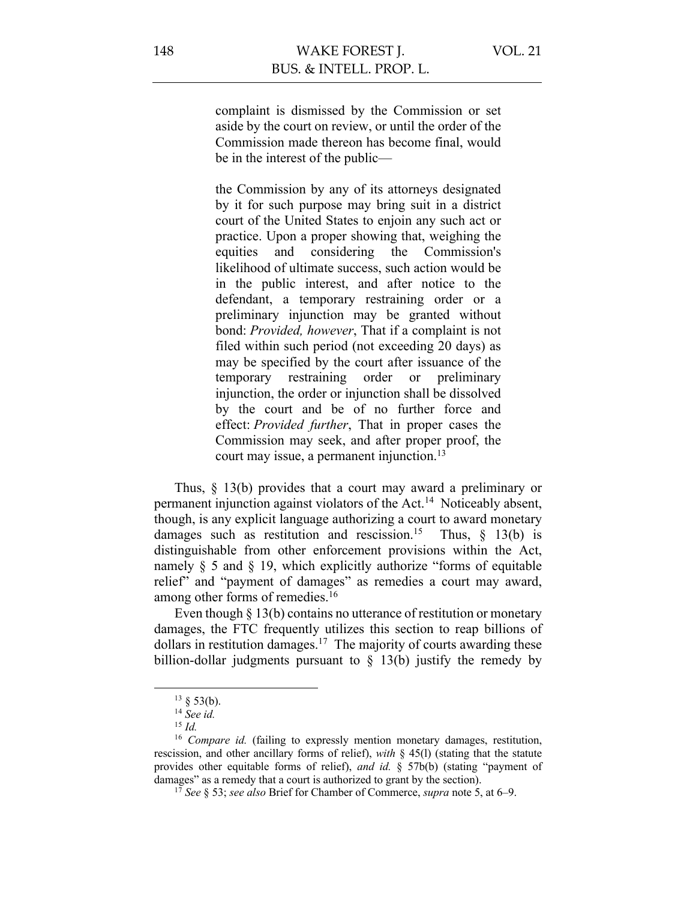> complaint is dismissed by the Commission or set aside by the court on review, or until the order of the Commission made thereon has become final, would be in the interest of the public—
>
> the Commission by any of its attorneys designated by it for such purpose may bring suit in a district court of the United States to enjoin any such act or practice. Upon a proper showing that, weighing the equities and considering the Commission's likelihood of ultimate success, such action would be in the public interest, and after notice to the defendant, a temporary restraining order or a preliminary injunction may be granted without bond: *Provided, however*, That if a complaint is not filed within such period (not exceeding 20 days) as may be specified by the court after issuance of the temporary restraining order or preliminary injunction, the order or injunction shall be dissolved by the court and be of no further force and effect: *Provided further*, That in proper cases the Commission may seek, and after proper proof, the court may issue, a permanent injunction.[13]

Thus, § 13(b) provides that a court may award a preliminary or permanent injunction against violators of the Act.[14] Noticeably absent, though, is any explicit language authorizing a court to award monetary damages such as restitution and rescission.[15] Thus, § 13(b) is distinguishable from other enforcement provisions within the Act, namely § 5 and § 19, which explicitly authorize "forms of equitable relief" and "payment of damages" as remedies a court may award, among other forms of remedies.[16]

Even though § 13(b) contains no utterance of restitution or monetary damages, the FTC frequently utilizes this section to reap billions of dollars in restitution damages.[17] The majority of courts awarding these billion-dollar judgments pursuant to § 13(b) justify the remedy by

---

[13] § 53(b).

[14] *See id.*

[15] *Id.*

[16] *Compare id.* (failing to expressly mention monetary damages, restitution, rescission, and other ancillary forms of relief), *with* § 45(l) (stating that the statute provides other equitable forms of relief), *and id.* § 57b(b) (stating "payment of damages" as a remedy that a court is authorized to grant by the section).

[17] *See* § 53; *see also* Brief for Chamber of Commerce, *supra* note 5, at 6–9.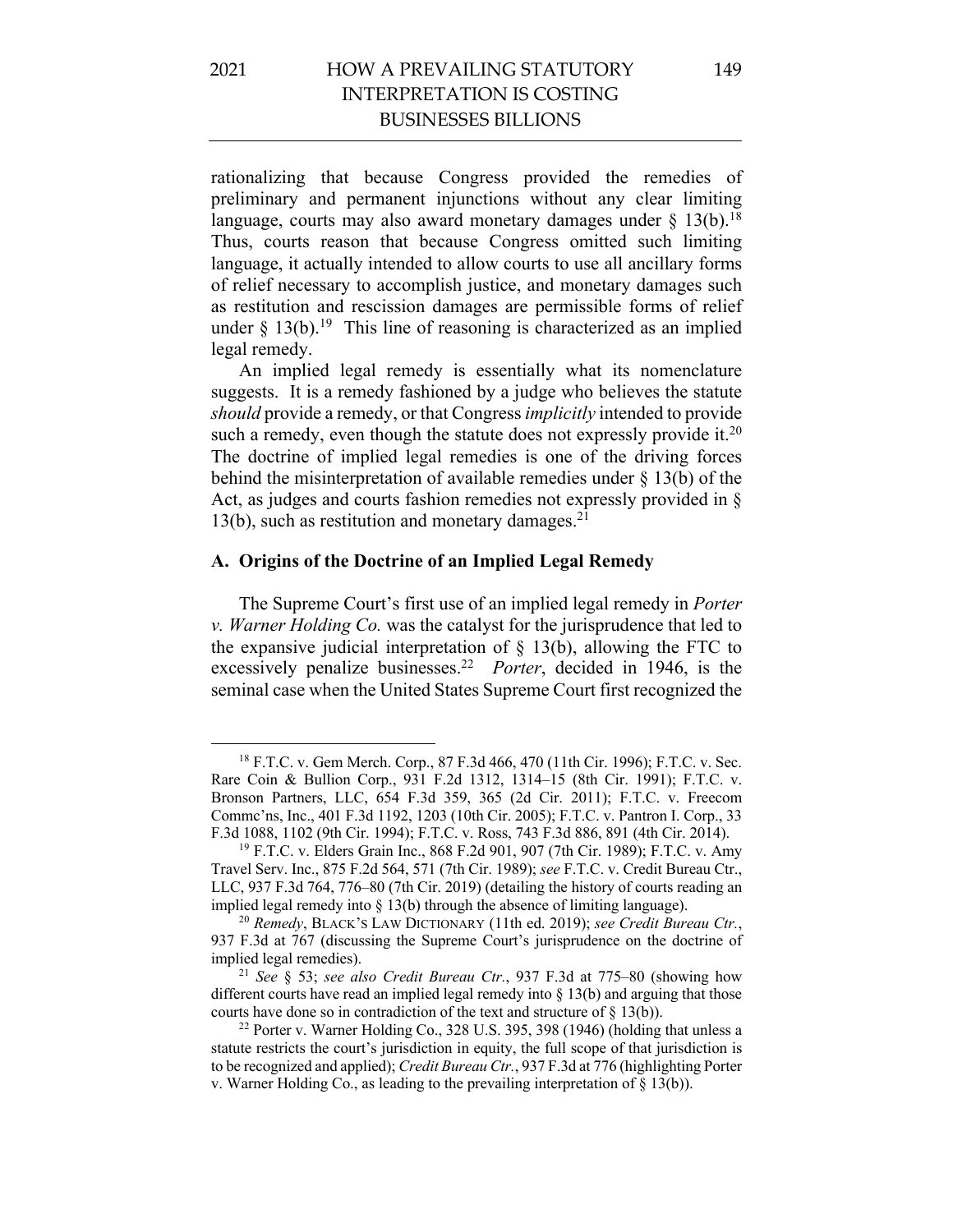rationalizing that because Congress provided the remedies of preliminary and permanent injunctions without any clear limiting language, courts may also award monetary damages under § 13(b).[18] Thus, courts reason that because Congress omitted such limiting language, it actually intended to allow courts to use all ancillary forms of relief necessary to accomplish justice, and monetary damages such as restitution and rescission damages are permissible forms of relief under § 13(b).[19] This line of reasoning is characterized as an implied legal remedy.

An implied legal remedy is essentially what its nomenclature suggests. It is a remedy fashioned by a judge who believes the statute *should* provide a remedy, or that Congress *implicitly* intended to provide such a remedy, even though the statute does not expressly provide it.[20] The doctrine of implied legal remedies is one of the driving forces behind the misinterpretation of available remedies under § 13(b) of the Act, as judges and courts fashion remedies not expressly provided in § 13(b), such as restitution and monetary damages.[21]

### A. Origins of the Doctrine of an Implied Legal Remedy

The Supreme Court's first use of an implied legal remedy in *Porter v. Warner Holding Co.* was the catalyst for the jurisprudence that led to the expansive judicial interpretation of § 13(b), allowing the FTC to excessively penalize businesses.[22] *Porter*, decided in 1946, is the seminal case when the United States Supreme Court first recognized the

---

[18] F.T.C. v. Gem Merch. Corp., 87 F.3d 466, 470 (11th Cir. 1996); F.T.C. v. Sec. Rare Coin & Bullion Corp., 931 F.2d 1312, 1314–15 (8th Cir. 1991); F.T.C. v. Bronson Partners, LLC, 654 F.3d 359, 365 (2d Cir. 2011); F.T.C. v. Freecom Commc'ns, Inc., 401 F.3d 1192, 1203 (10th Cir. 2005); F.T.C. v. Pantron I. Corp., 33 F.3d 1088, 1102 (9th Cir. 1994); F.T.C. v. Ross, 743 F.3d 886, 891 (4th Cir. 2014).

[19] F.T.C. v. Elders Grain Inc., 868 F.2d 901, 907 (7th Cir. 1989); F.T.C. v. Amy Travel Serv. Inc., 875 F.2d 564, 571 (7th Cir. 1989); *see* F.T.C. v. Credit Bureau Ctr., LLC, 937 F.3d 764, 776–80 (7th Cir. 2019) (detailing the history of courts reading an implied legal remedy into § 13(b) through the absence of limiting language).

[20] *Remedy*, BLACK'S LAW DICTIONARY (11th ed. 2019); *see Credit Bureau Ctr.*, 937 F.3d at 767 (discussing the Supreme Court's jurisprudence on the doctrine of implied legal remedies).

[21] *See* § 53; *see also Credit Bureau Ctr.*, 937 F.3d at 775–80 (showing how different courts have read an implied legal remedy into § 13(b) and arguing that those courts have done so in contradiction of the text and structure of § 13(b)).

[22] Porter v. Warner Holding Co., 328 U.S. 395, 398 (1946) (holding that unless a statute restricts the court's jurisdiction in equity, the full scope of that jurisdiction is to be recognized and applied); *Credit Bureau Ctr.*, 937 F.3d at 776 (highlighting Porter v. Warner Holding Co., as leading to the prevailing interpretation of § 13(b)).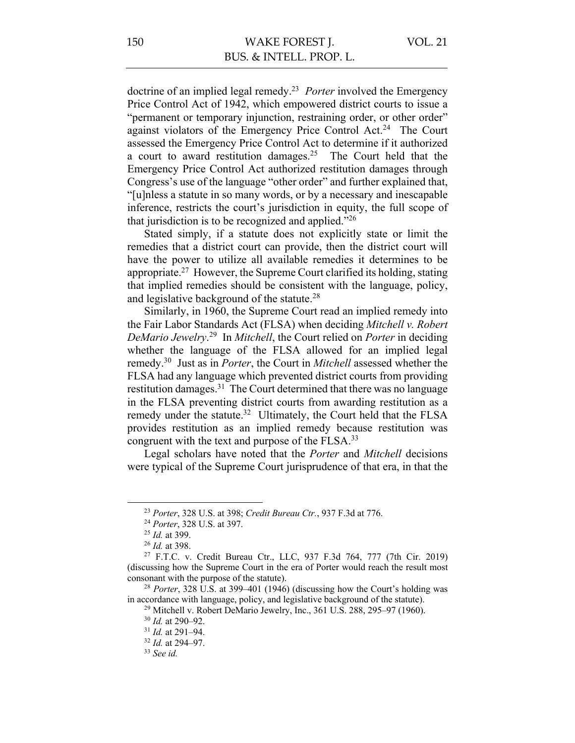doctrine of an implied legal remedy.[23] *Porter* involved the Emergency Price Control Act of 1942, which empowered district courts to issue a "permanent or temporary injunction, restraining order, or other order" against violators of the Emergency Price Control Act.[24] The Court assessed the Emergency Price Control Act to determine if it authorized a court to award restitution damages.[25] The Court held that the Emergency Price Control Act authorized restitution damages through Congress's use of the language "other order" and further explained that, "[u]nless a statute in so many words, or by a necessary and inescapable inference, restricts the court's jurisdiction in equity, the full scope of that jurisdiction is to be recognized and applied."[26]

Stated simply, if a statute does not explicitly state or limit the remedies that a district court can provide, then the district court will have the power to utilize all available remedies it determines to be appropriate.[27] However, the Supreme Court clarified its holding, stating that implied remedies should be consistent with the language, policy, and legislative background of the statute.[28]

Similarly, in 1960, the Supreme Court read an implied remedy into the Fair Labor Standards Act (FLSA) when deciding *Mitchell v. Robert DeMario Jewelry*.[29] In *Mitchell*, the Court relied on *Porter* in deciding whether the language of the FLSA allowed for an implied legal remedy.[30] Just as in *Porter*, the Court in *Mitchell* assessed whether the FLSA had any language which prevented district courts from providing restitution damages.[31] The Court determined that there was no language in the FLSA preventing district courts from awarding restitution as a remedy under the statute.[32] Ultimately, the Court held that the FLSA provides restitution as an implied remedy because restitution was congruent with the text and purpose of the FLSA.[33]

Legal scholars have noted that the *Porter* and *Mitchell* decisions were typical of the Supreme Court jurisprudence of that era, in that the

---

[23] *Porter*, 328 U.S. at 398; *Credit Bureau Ctr.*, 937 F.3d at 776.

[24] *Porter*, 328 U.S. at 397.

[25] *Id.* at 399.

[26] *Id.* at 398.

[27] F.T.C. v. Credit Bureau Ctr., LLC, 937 F.3d 764, 777 (7th Cir. 2019) (discussing how the Supreme Court in the era of Porter would reach the result most consonant with the purpose of the statute).

[28] *Porter*, 328 U.S. at 399–401 (1946) (discussing how the Court's holding was in accordance with language, policy, and legislative background of the statute).

[29] Mitchell v. Robert DeMario Jewelry, Inc., 361 U.S. 288, 295–97 (1960).

[30] *Id.* at 290–92.

[31] *Id.* at 291–94.

[32] *Id.* at 294–97.

[33] *See id.*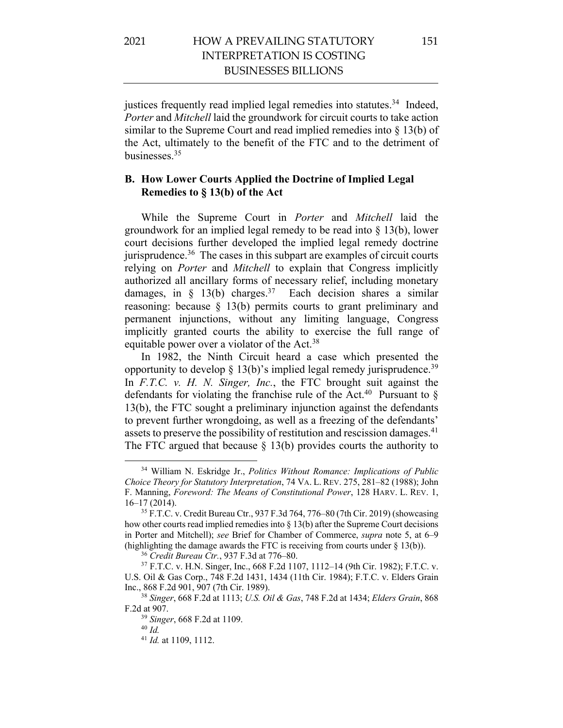justices frequently read implied legal remedies into statutes.[34] Indeed, *Porter* and *Mitchell* laid the groundwork for circuit courts to take action similar to the Supreme Court and read implied remedies into § 13(b) of the Act, ultimately to the benefit of the FTC and to the detriment of businesses.[35]

### B. How Lower Courts Applied the Doctrine of Implied Legal Remedies to § 13(b) of the Act

While the Supreme Court in *Porter* and *Mitchell* laid the groundwork for an implied legal remedy to be read into § 13(b), lower court decisions further developed the implied legal remedy doctrine jurisprudence.[36] The cases in this subpart are examples of circuit courts relying on *Porter* and *Mitchell* to explain that Congress implicitly authorized all ancillary forms of necessary relief, including monetary damages, in § 13(b) charges.[37] Each decision shares a similar reasoning: because § 13(b) permits courts to grant preliminary and permanent injunctions, without any limiting language, Congress implicitly granted courts the ability to exercise the full range of equitable power over a violator of the Act.[38]

In 1982, the Ninth Circuit heard a case which presented the opportunity to develop § 13(b)'s implied legal remedy jurisprudence.[39] In *F.T.C. v. H. N. Singer, Inc.*, the FTC brought suit against the defendants for violating the franchise rule of the Act.[40] Pursuant to § 13(b), the FTC sought a preliminary injunction against the defendants to prevent further wrongdoing, as well as a freezing of the defendants' assets to preserve the possibility of restitution and rescission damages.[41] The FTC argued that because § 13(b) provides courts the authority to

---

[34] William N. Eskridge Jr., *Politics Without Romance: Implications of Public Choice Theory for Statutory Interpretation*, 74 VA. L. REV. 275, 281–82 (1988); John F. Manning, *Foreword: The Means of Constitutional Power*, 128 HARV. L. REV. 1, 16–17 (2014).

[35] F.T.C. v. Credit Bureau Ctr., 937 F.3d 764, 776–80 (7th Cir. 2019) (showcasing how other courts read implied remedies into § 13(b) after the Supreme Court decisions in Porter and Mitchell); *see* Brief for Chamber of Commerce, *supra* note 5, at 6–9 (highlighting the damage awards the FTC is receiving from courts under § 13(b)).

[36] *Credit Bureau Ctr.*, 937 F.3d at 776–80.

[37] F.T.C. v. H.N. Singer, Inc., 668 F.2d 1107, 1112–14 (9th Cir. 1982); F.T.C. v. U.S. Oil & Gas Corp., 748 F.2d 1431, 1434 (11th Cir. 1984); F.T.C. v. Elders Grain Inc., 868 F.2d 901, 907 (7th Cir. 1989).

[38] *Singer*, 668 F.2d at 1113; *U.S. Oil & Gas*, 748 F.2d at 1434; *Elders Grain*, 868 F.2d at 907.

[39] *Singer*, 668 F.2d at 1109.

[40] *Id.*

[41] *Id.* at 1109, 1112.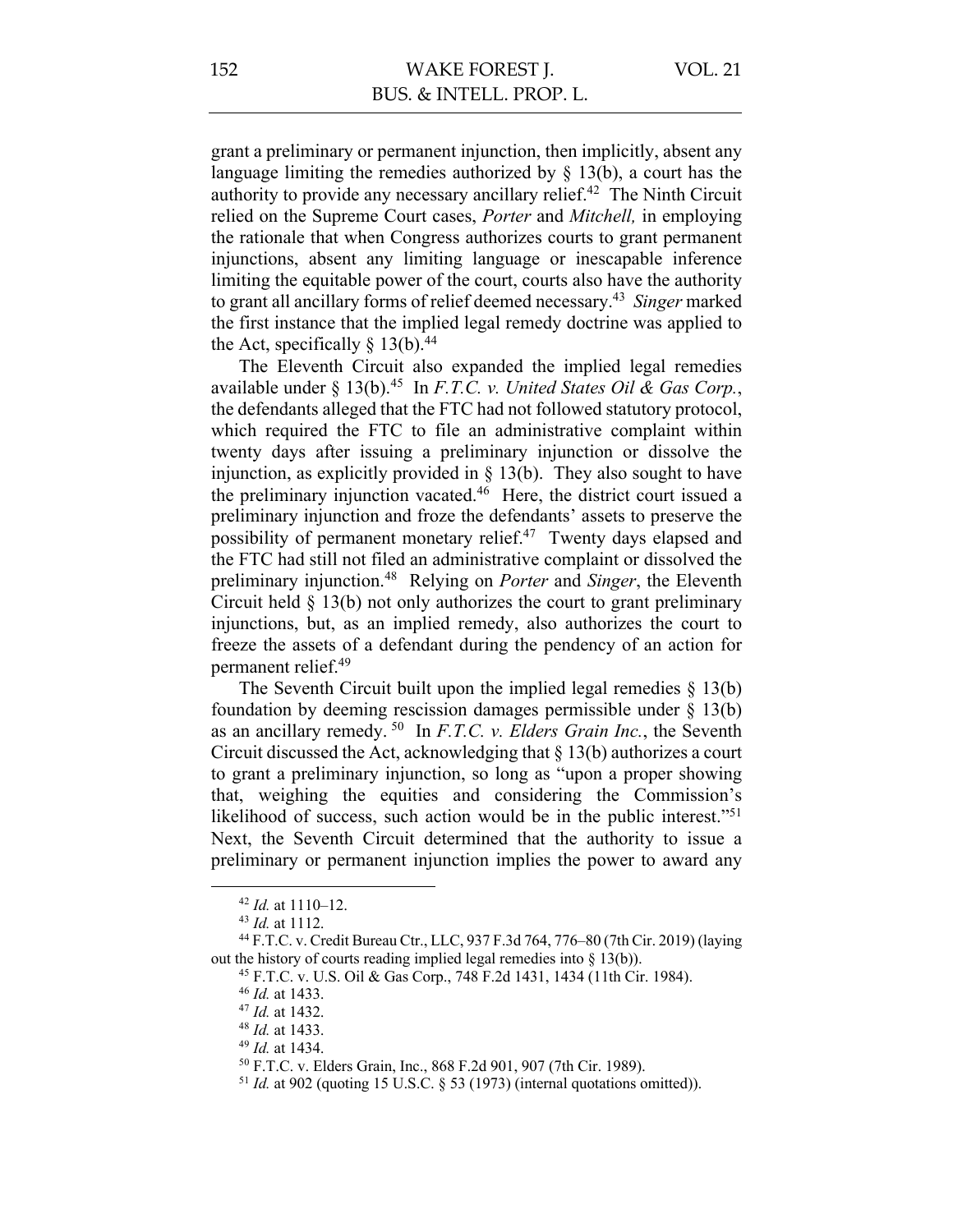grant a preliminary or permanent injunction, then implicitly, absent any language limiting the remedies authorized by § 13(b), a court has the authority to provide any necessary ancillary relief.[42] The Ninth Circuit relied on the Supreme Court cases, *Porter* and *Mitchell,* in employing the rationale that when Congress authorizes courts to grant permanent injunctions, absent any limiting language or inescapable inference limiting the equitable power of the court, courts also have the authority to grant all ancillary forms of relief deemed necessary.[43] *Singer* marked the first instance that the implied legal remedy doctrine was applied to the Act, specifically § 13(b).[44]

The Eleventh Circuit also expanded the implied legal remedies available under § 13(b).[45] In *F.T.C. v. United States Oil & Gas Corp.*, the defendants alleged that the FTC had not followed statutory protocol, which required the FTC to file an administrative complaint within twenty days after issuing a preliminary injunction or dissolve the injunction, as explicitly provided in § 13(b). They also sought to have the preliminary injunction vacated.[46] Here, the district court issued a preliminary injunction and froze the defendants' assets to preserve the possibility of permanent monetary relief.[47] Twenty days elapsed and the FTC had still not filed an administrative complaint or dissolved the preliminary injunction.[48] Relying on *Porter* and *Singer*, the Eleventh Circuit held § 13(b) not only authorizes the court to grant preliminary injunctions, but, as an implied remedy, also authorizes the court to freeze the assets of a defendant during the pendency of an action for permanent relief.[49]

The Seventh Circuit built upon the implied legal remedies § 13(b) foundation by deeming rescission damages permissible under § 13(b) as an ancillary remedy.[50] In *F.T.C. v. Elders Grain Inc.*, the Seventh Circuit discussed the Act, acknowledging that § 13(b) authorizes a court to grant a preliminary injunction, so long as "upon a proper showing that, weighing the equities and considering the Commission's likelihood of success, such action would be in the public interest."[51] Next, the Seventh Circuit determined that the authority to issue a preliminary or permanent injunction implies the power to award any

---

[42] *Id.* at 1110–12.

[43] *Id.* at 1112.

[44] F.T.C. v. Credit Bureau Ctr., LLC, 937 F.3d 764, 776–80 (7th Cir. 2019) (laying out the history of courts reading implied legal remedies into § 13(b)).

[45] F.T.C. v. U.S. Oil & Gas Corp., 748 F.2d 1431, 1434 (11th Cir. 1984).

[46] *Id.* at 1433.

[47] *Id.* at 1432.

[48] *Id.* at 1433.

[49] *Id.* at 1434.

[50] F.T.C. v. Elders Grain, Inc., 868 F.2d 901, 907 (7th Cir. 1989).

[51] *Id.* at 902 (quoting 15 U.S.C. § 53 (1973) (internal quotations omitted)).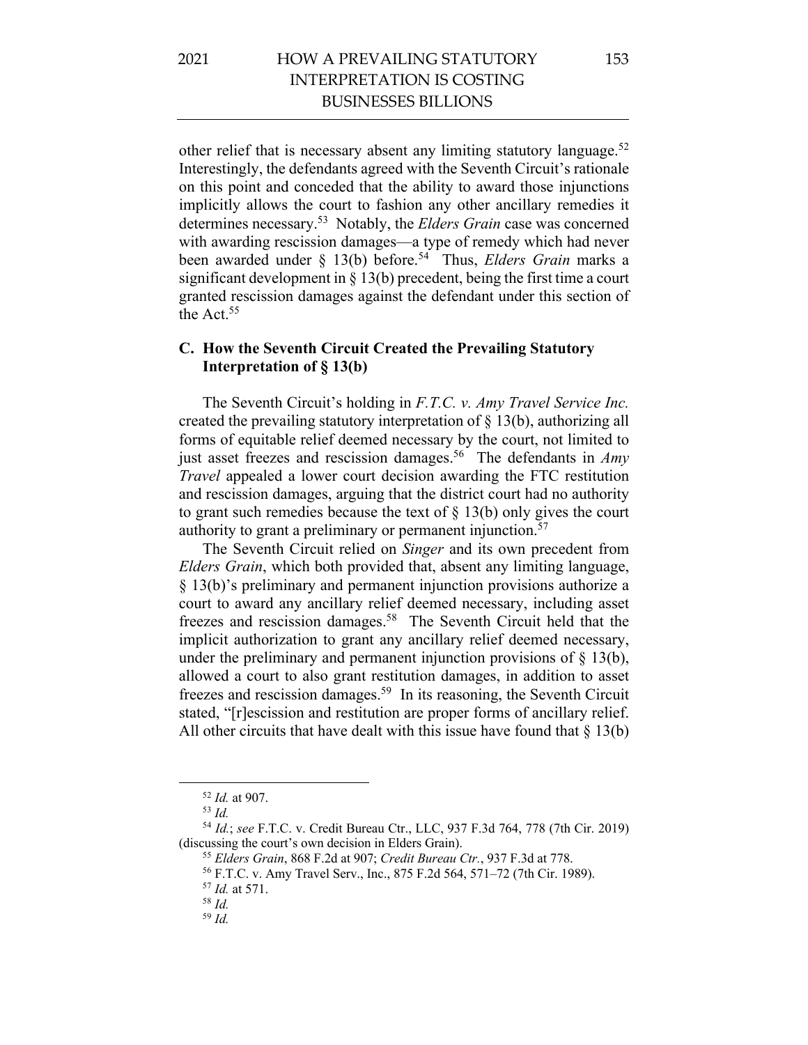other relief that is necessary absent any limiting statutory language.[52] Interestingly, the defendants agreed with the Seventh Circuit's rationale on this point and conceded that the ability to award those injunctions implicitly allows the court to fashion any other ancillary remedies it determines necessary.[53] Notably, the *Elders Grain* case was concerned with awarding rescission damages—a type of remedy which had never been awarded under § 13(b) before.[54] Thus, *Elders Grain* marks a significant development in § 13(b) precedent, being the first time a court granted rescission damages against the defendant under this section of the Act.[55]

### C. How the Seventh Circuit Created the Prevailing Statutory Interpretation of § 13(b)

The Seventh Circuit's holding in *F.T.C. v. Amy Travel Service Inc.* created the prevailing statutory interpretation of § 13(b), authorizing all forms of equitable relief deemed necessary by the court, not limited to just asset freezes and rescission damages.[56] The defendants in *Amy Travel* appealed a lower court decision awarding the FTC restitution and rescission damages, arguing that the district court had no authority to grant such remedies because the text of § 13(b) only gives the court authority to grant a preliminary or permanent injunction.[57]

The Seventh Circuit relied on *Singer* and its own precedent from *Elders Grain*, which both provided that, absent any limiting language, § 13(b)'s preliminary and permanent injunction provisions authorize a court to award any ancillary relief deemed necessary, including asset freezes and rescission damages.[58] The Seventh Circuit held that the implicit authorization to grant any ancillary relief deemed necessary, under the preliminary and permanent injunction provisions of § 13(b), allowed a court to also grant restitution damages, in addition to asset freezes and rescission damages.[59] In its reasoning, the Seventh Circuit stated, "[r]escission and restitution are proper forms of ancillary relief. All other circuits that have dealt with this issue have found that § 13(b)

---

[52] *Id.* at 907.

[53] *Id.*

[54] *Id.*; *see* F.T.C. v. Credit Bureau Ctr., LLC, 937 F.3d 764, 778 (7th Cir. 2019) (discussing the court's own decision in Elders Grain).

[55] *Elders Grain*, 868 F.2d at 907; *Credit Bureau Ctr.*, 937 F.3d at 778.

[56] F.T.C. v. Amy Travel Serv., Inc., 875 F.2d 564, 571–72 (7th Cir. 1989).

[57] *Id.* at 571.

[58] *Id.*

[59] *Id.*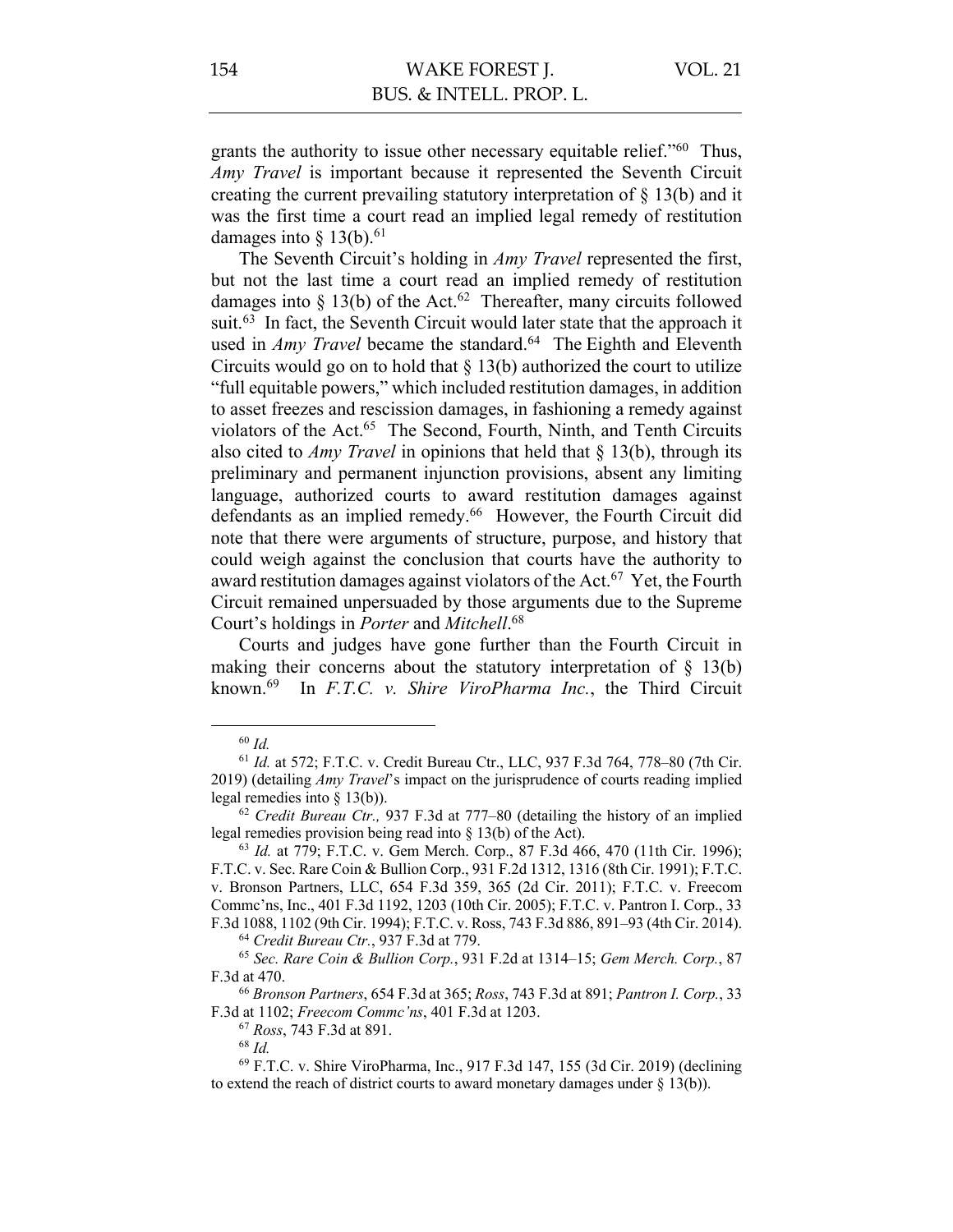grants the authority to issue other necessary equitable relief."[60] Thus, *Amy Travel* is important because it represented the Seventh Circuit creating the current prevailing statutory interpretation of § 13(b) and it was the first time a court read an implied legal remedy of restitution damages into § 13(b).[61]

The Seventh Circuit's holding in *Amy Travel* represented the first, but not the last time a court read an implied remedy of restitution damages into § 13(b) of the Act.[62] Thereafter, many circuits followed suit.[63] In fact, the Seventh Circuit would later state that the approach it used in *Amy Travel* became the standard.[64] The Eighth and Eleventh Circuits would go on to hold that § 13(b) authorized the court to utilize "full equitable powers," which included restitution damages, in addition to asset freezes and rescission damages, in fashioning a remedy against violators of the Act.[65] The Second, Fourth, Ninth, and Tenth Circuits also cited to *Amy Travel* in opinions that held that § 13(b), through its preliminary and permanent injunction provisions, absent any limiting language, authorized courts to award restitution damages against defendants as an implied remedy.[66] However, the Fourth Circuit did note that there were arguments of structure, purpose, and history that could weigh against the conclusion that courts have the authority to award restitution damages against violators of the Act.[67] Yet, the Fourth Circuit remained unpersuaded by those arguments due to the Supreme Court's holdings in *Porter* and *Mitchell*.[68]

Courts and judges have gone further than the Fourth Circuit in making their concerns about the statutory interpretation of § 13(b) known.[69] In *F.T.C. v. Shire ViroPharma Inc.*, the Third Circuit

---

[60] *Id.*

[61] *Id.* at 572; F.T.C. v. Credit Bureau Ctr., LLC, 937 F.3d 764, 778–80 (7th Cir. 2019) (detailing *Amy Travel*'s impact on the jurisprudence of courts reading implied legal remedies into § 13(b)).

[62] *Credit Bureau Ctr.,* 937 F.3d at 777–80 (detailing the history of an implied legal remedies provision being read into § 13(b) of the Act).

[63] *Id.* at 779; F.T.C. v. Gem Merch. Corp., 87 F.3d 466, 470 (11th Cir. 1996); F.T.C. v. Sec. Rare Coin & Bullion Corp., 931 F.2d 1312, 1316 (8th Cir. 1991); F.T.C. v. Bronson Partners, LLC, 654 F.3d 359, 365 (2d Cir. 2011); F.T.C. v. Freecom Commc'ns, Inc., 401 F.3d 1192, 1203 (10th Cir. 2005); F.T.C. v. Pantron I. Corp., 33 F.3d 1088, 1102 (9th Cir. 1994); F.T.C. v. Ross, 743 F.3d 886, 891–93 (4th Cir. 2014).

[64] *Credit Bureau Ctr.*, 937 F.3d at 779.

[65] *Sec. Rare Coin & Bullion Corp.*, 931 F.2d at 1314–15; *Gem Merch. Corp.*, 87 F.3d at 470.

[66] *Bronson Partners*, 654 F.3d at 365; *Ross*, 743 F.3d at 891; *Pantron I. Corp.*, 33 F.3d at 1102; *Freecom Commc'ns*, 401 F.3d at 1203.

[67] *Ross*, 743 F.3d at 891.

[68] *Id.*

[69] F.T.C. v. Shire ViroPharma, Inc., 917 F.3d 147, 155 (3d Cir. 2019) (declining to extend the reach of district courts to award monetary damages under § 13(b)).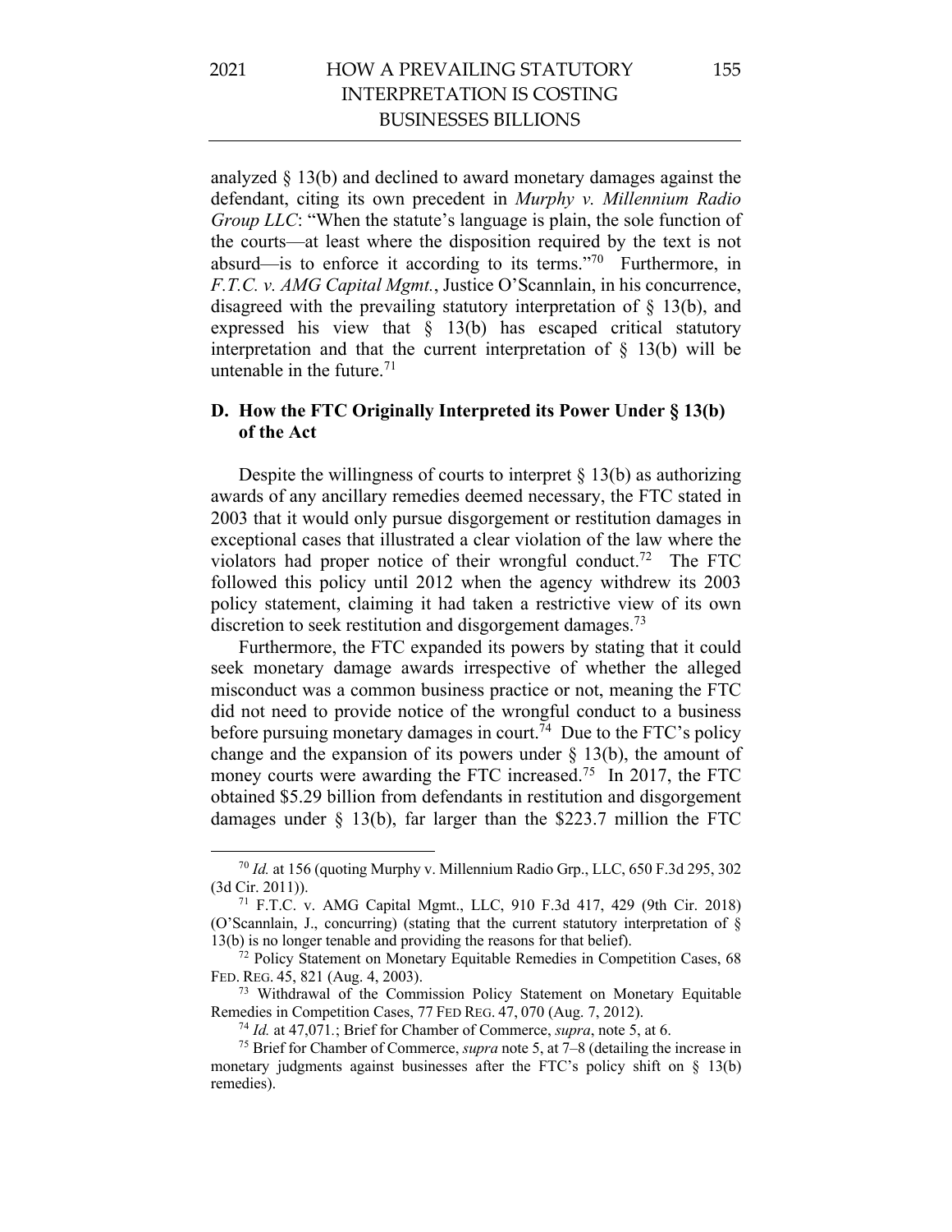analyzed § 13(b) and declined to award monetary damages against the defendant, citing its own precedent in *Murphy v. Millennium Radio Group LLC*: "When the statute's language is plain, the sole function of the courts—at least where the disposition required by the text is not absurd—is to enforce it according to its terms."[70] Furthermore, in *F.T.C. v. AMG Capital Mgmt.*, Justice O'Scannlain, in his concurrence, disagreed with the prevailing statutory interpretation of § 13(b), and expressed his view that § 13(b) has escaped critical statutory interpretation and that the current interpretation of § 13(b) will be untenable in the future.[71]

### D. How the FTC Originally Interpreted its Power Under § 13(b) of the Act

Despite the willingness of courts to interpret § 13(b) as authorizing awards of any ancillary remedies deemed necessary, the FTC stated in 2003 that it would only pursue disgorgement or restitution damages in exceptional cases that illustrated a clear violation of the law where the violators had proper notice of their wrongful conduct.[72] The FTC followed this policy until 2012 when the agency withdrew its 2003 policy statement, claiming it had taken a restrictive view of its own discretion to seek restitution and disgorgement damages.[73]

Furthermore, the FTC expanded its powers by stating that it could seek monetary damage awards irrespective of whether the alleged misconduct was a common business practice or not, meaning the FTC did not need to provide notice of the wrongful conduct to a business before pursuing monetary damages in court.[74] Due to the FTC's policy change and the expansion of its powers under § 13(b), the amount of money courts were awarding the FTC increased.[75] In 2017, the FTC obtained \$5.29 billion from defendants in restitution and disgorgement damages under § 13(b), far larger than the \$223.7 million the FTC

---

[70] *Id.* at 156 (quoting Murphy v. Millennium Radio Grp., LLC, 650 F.3d 295, 302 (3d Cir. 2011)).

[71] F.T.C. v. AMG Capital Mgmt., LLC, 910 F.3d 417, 429 (9th Cir. 2018) (O'Scannlain, J., concurring) (stating that the current statutory interpretation of § 13(b) is no longer tenable and providing the reasons for that belief).

[72] Policy Statement on Monetary Equitable Remedies in Competition Cases, 68 FED. REG. 45, 821 (Aug. 4, 2003).

[73] Withdrawal of the Commission Policy Statement on Monetary Equitable Remedies in Competition Cases, 77 FED REG. 47, 070 (Aug. 7, 2012).

[74] *Id.* at 47,071.; Brief for Chamber of Commerce, *supra*, note 5, at 6.

[75] Brief for Chamber of Commerce, *supra* note 5, at 7–8 (detailing the increase in monetary judgments against businesses after the FTC's policy shift on § 13(b) remedies).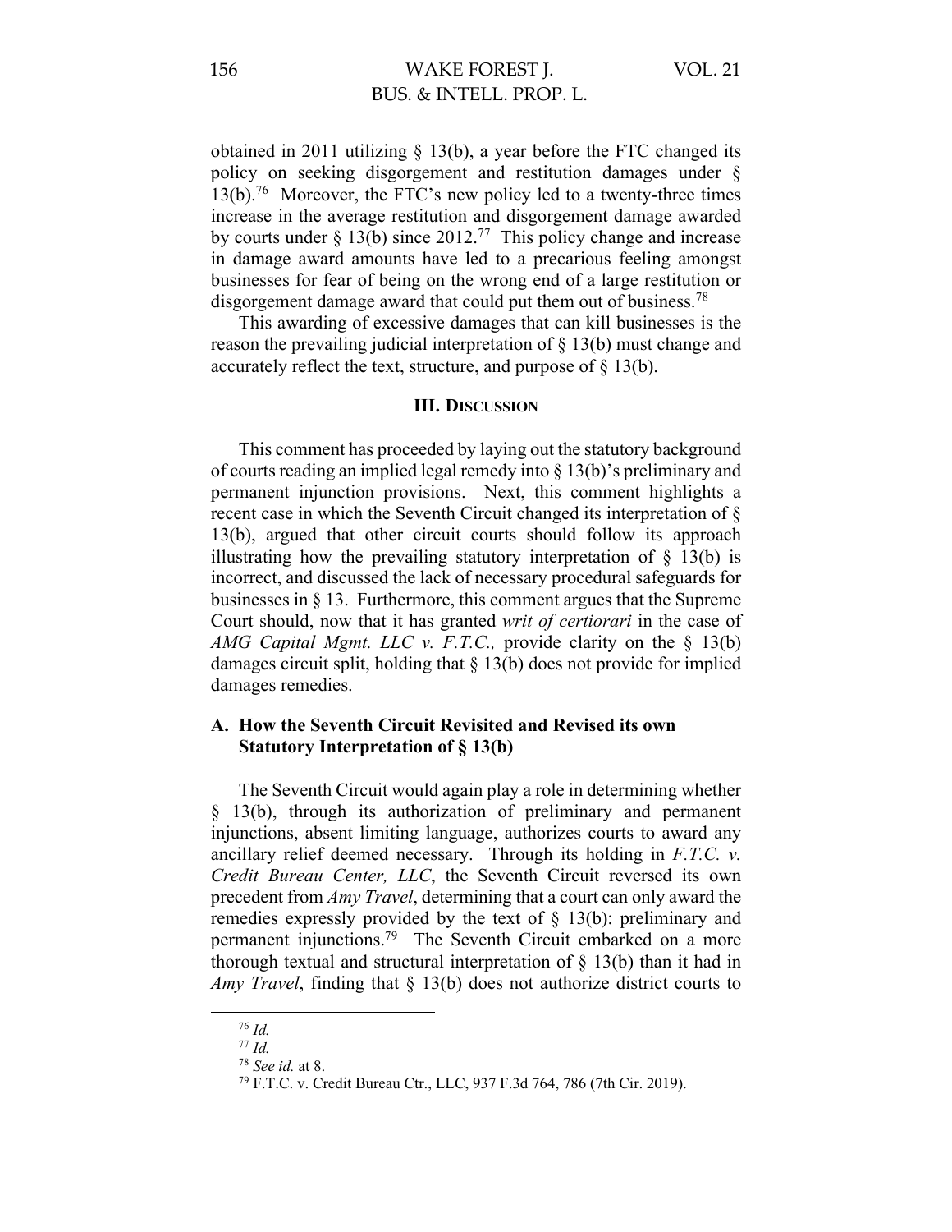obtained in 2011 utilizing § 13(b), a year before the FTC changed its policy on seeking disgorgement and restitution damages under § 13(b).[76] Moreover, the FTC's new policy led to a twenty-three times increase in the average restitution and disgorgement damage awarded by courts under § 13(b) since 2012.[77] This policy change and increase in damage award amounts have led to a precarious feeling amongst businesses for fear of being on the wrong end of a large restitution or disgorgement damage award that could put them out of business.[78]

This awarding of excessive damages that can kill businesses is the reason the prevailing judicial interpretation of § 13(b) must change and accurately reflect the text, structure, and purpose of § 13(b).

## III. Discussion

This comment has proceeded by laying out the statutory background of courts reading an implied legal remedy into § 13(b)'s preliminary and permanent injunction provisions. Next, this comment highlights a recent case in which the Seventh Circuit changed its interpretation of § 13(b), argued that other circuit courts should follow its approach illustrating how the prevailing statutory interpretation of § 13(b) is incorrect, and discussed the lack of necessary procedural safeguards for businesses in § 13. Furthermore, this comment argues that the Supreme Court should, now that it has granted *writ of certiorari* in the case of *AMG Capital Mgmt. LLC v. F.T.C.,* provide clarity on the § 13(b) damages circuit split, holding that § 13(b) does not provide for implied damages remedies.

### A. How the Seventh Circuit Revisited and Revised its own Statutory Interpretation of § 13(b)

The Seventh Circuit would again play a role in determining whether § 13(b), through its authorization of preliminary and permanent injunctions, absent limiting language, authorizes courts to award any ancillary relief deemed necessary. Through its holding in *F.T.C. v. Credit Bureau Center, LLC*, the Seventh Circuit reversed its own precedent from *Amy Travel*, determining that a court can only award the remedies expressly provided by the text of § 13(b): preliminary and permanent injunctions.[79] The Seventh Circuit embarked on a more thorough textual and structural interpretation of § 13(b) than it had in *Amy Travel*, finding that § 13(b) does not authorize district courts to

---

[76] *Id.*

[77] *Id.*

[78] *See id.* at 8.

[79] F.T.C. v. Credit Bureau Ctr., LLC, 937 F.3d 764, 786 (7th Cir. 2019).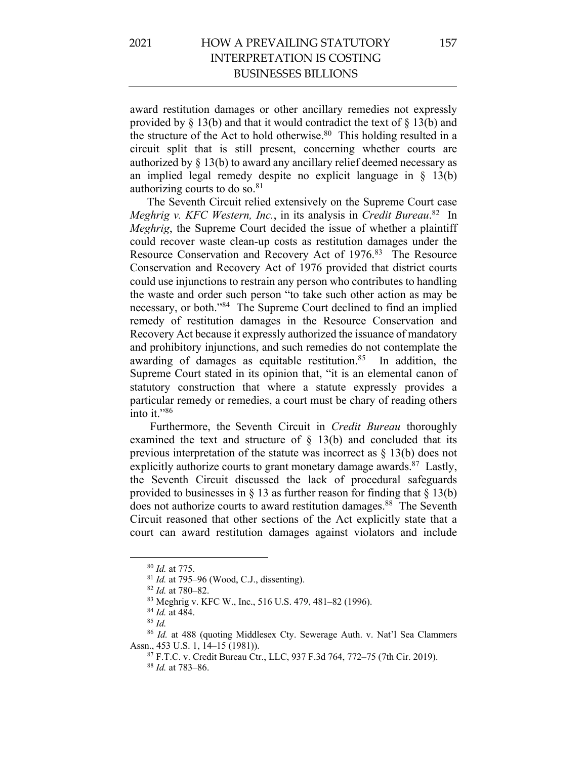award restitution damages or other ancillary remedies not expressly provided by § 13(b) and that it would contradict the text of § 13(b) and the structure of the Act to hold otherwise.[80] This holding resulted in a circuit split that is still present, concerning whether courts are authorized by § 13(b) to award any ancillary relief deemed necessary as an implied legal remedy despite no explicit language in § 13(b) authorizing courts to do so.[81]

The Seventh Circuit relied extensively on the Supreme Court case *Meghrig v. KFC Western, Inc.*, in its analysis in *Credit Bureau*.[82] In *Meghrig*, the Supreme Court decided the issue of whether a plaintiff could recover waste clean-up costs as restitution damages under the Resource Conservation and Recovery Act of 1976.[83] The Resource Conservation and Recovery Act of 1976 provided that district courts could use injunctions to restrain any person who contributes to handling the waste and order such person "to take such other action as may be necessary, or both."[84] The Supreme Court declined to find an implied remedy of restitution damages in the Resource Conservation and Recovery Act because it expressly authorized the issuance of mandatory and prohibitory injunctions, and such remedies do not contemplate the awarding of damages as equitable restitution.[85] In addition, the Supreme Court stated in its opinion that, "it is an elemental canon of statutory construction that where a statute expressly provides a particular remedy or remedies, a court must be chary of reading others into it."[86]

Furthermore, the Seventh Circuit in *Credit Bureau* thoroughly examined the text and structure of § 13(b) and concluded that its previous interpretation of the statute was incorrect as § 13(b) does not explicitly authorize courts to grant monetary damage awards.[87] Lastly, the Seventh Circuit discussed the lack of procedural safeguards provided to businesses in § 13 as further reason for finding that § 13(b) does not authorize courts to award restitution damages.[88] The Seventh Circuit reasoned that other sections of the Act explicitly state that a court can award restitution damages against violators and include

---

[80] *Id.* at 775.

[81] *Id.* at 795–96 (Wood, C.J., dissenting).

[82] *Id.* at 780–82.

[83] Meghrig v. KFC W., Inc., 516 U.S. 479, 481–82 (1996).

[84] *Id.* at 484.

[85] *Id.*

[86] *Id.* at 488 (quoting Middlesex Cty. Sewerage Auth. v. Nat'l Sea Clammers Assn., 453 U.S. 1, 14–15 (1981)).

[87] F.T.C. v. Credit Bureau Ctr., LLC, 937 F.3d 764, 772–75 (7th Cir. 2019).

[88] *Id.* at 783–86.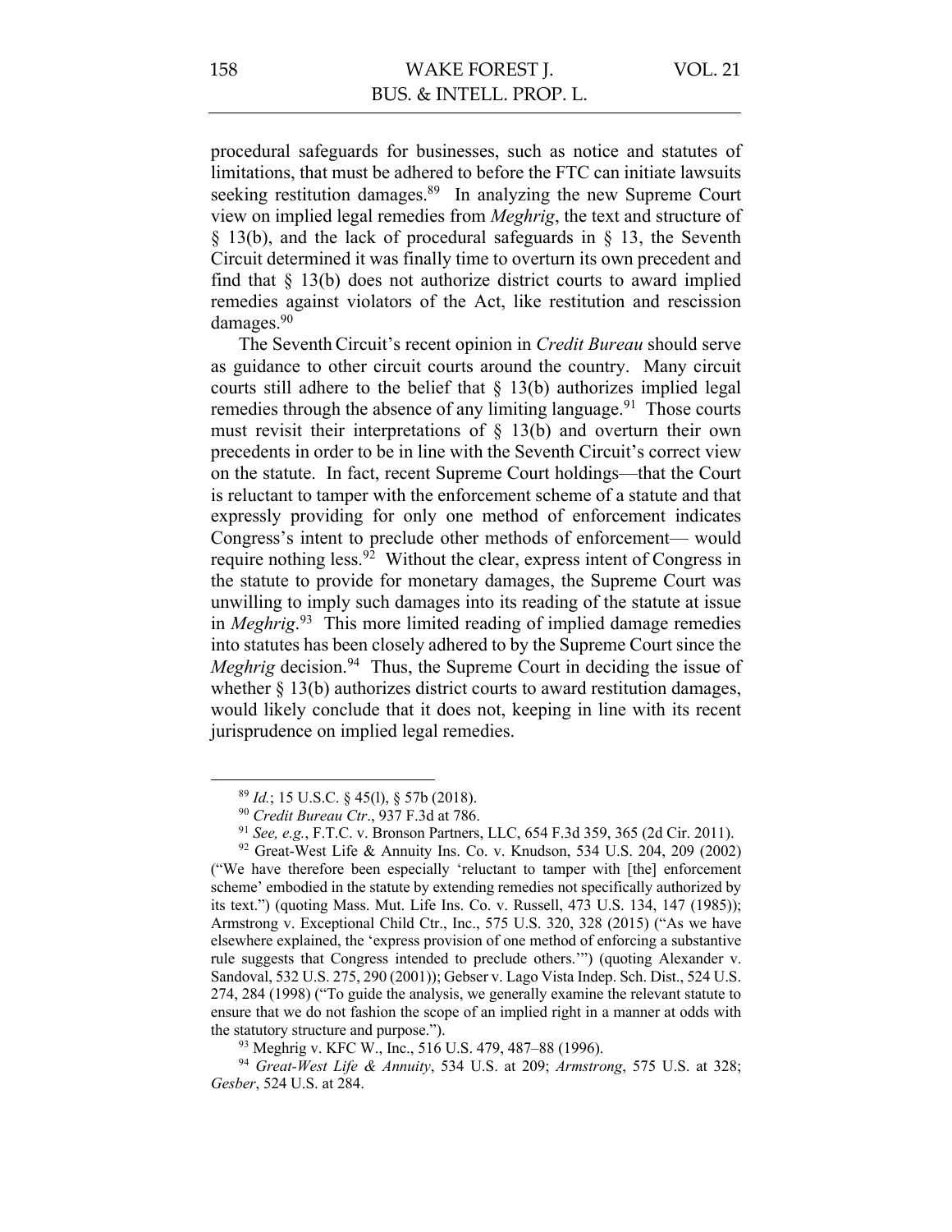procedural safeguards for businesses, such as notice and statutes of limitations, that must be adhered to before the FTC can initiate lawsuits seeking restitution damages.[89] In analyzing the new Supreme Court view on implied legal remedies from *Meghrig*, the text and structure of § 13(b), and the lack of procedural safeguards in § 13, the Seventh Circuit determined it was finally time to overturn its own precedent and find that § 13(b) does not authorize district courts to award implied remedies against violators of the Act, like restitution and rescission damages.[90]

The Seventh Circuit's recent opinion in *Credit Bureau* should serve as guidance to other circuit courts around the country. Many circuit courts still adhere to the belief that § 13(b) authorizes implied legal remedies through the absence of any limiting language.[91] Those courts must revisit their interpretations of § 13(b) and overturn their own precedents in order to be in line with the Seventh Circuit's correct view on the statute. In fact, recent Supreme Court holdings—that the Court is reluctant to tamper with the enforcement scheme of a statute and that expressly providing for only one method of enforcement indicates Congress's intent to preclude other methods of enforcement— would require nothing less.[92] Without the clear, express intent of Congress in the statute to provide for monetary damages, the Supreme Court was unwilling to imply such damages into its reading of the statute at issue in *Meghrig*.[93] This more limited reading of implied damage remedies into statutes has been closely adhered to by the Supreme Court since the *Meghrig* decision.[94] Thus, the Supreme Court in deciding the issue of whether § 13(b) authorizes district courts to award restitution damages, would likely conclude that it does not, keeping in line with its recent jurisprudence on implied legal remedies.

---

[89] *Id.*; 15 U.S.C. § 45(l), § 57b (2018).

[90] *Credit Bureau Ctr*., 937 F.3d at 786.

[91] *See, e.g.*, F.T.C. v. Bronson Partners, LLC, 654 F.3d 359, 365 (2d Cir. 2011).

[92] Great-West Life & Annuity Ins. Co. v. Knudson, 534 U.S. 204, 209 (2002) ("We have therefore been especially 'reluctant to tamper with [the] enforcement scheme' embodied in the statute by extending remedies not specifically authorized by its text.") (quoting Mass. Mut. Life Ins. Co. v. Russell, 473 U.S. 134, 147 (1985)); Armstrong v. Exceptional Child Ctr., Inc., 575 U.S. 320, 328 (2015) ("As we have elsewhere explained, the 'express provision of one method of enforcing a substantive rule suggests that Congress intended to preclude others.'") (quoting Alexander v. Sandoval, 532 U.S. 275, 290 (2001)); Gebser v. Lago Vista Indep. Sch. Dist., 524 U.S. 274, 284 (1998) ("To guide the analysis, we generally examine the relevant statute to ensure that we do not fashion the scope of an implied right in a manner at odds with the statutory structure and purpose.").

[93] Meghrig v. KFC W., Inc., 516 U.S. 479, 487–88 (1996).

[94] *Great-West Life & Annuity*, 534 U.S. at 209; *Armstrong*, 575 U.S. at 328; *Gesber*, 524 U.S. at 284.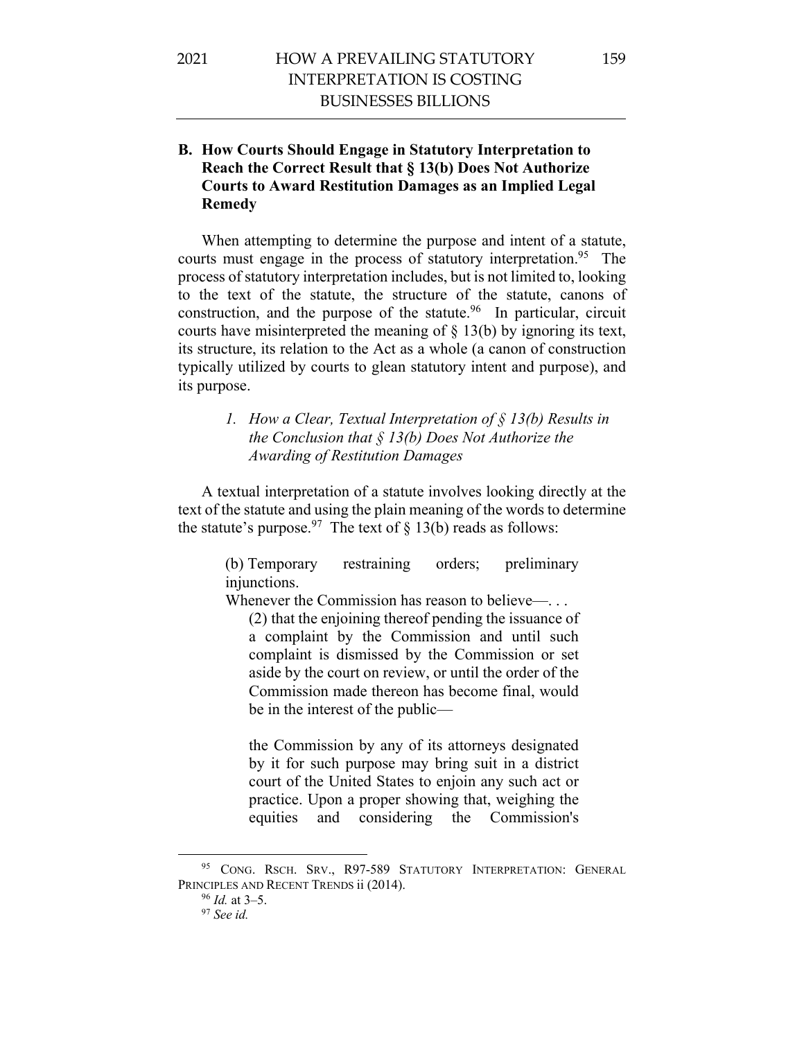### B. How Courts Should Engage in Statutory Interpretation to Reach the Correct Result that § 13(b) Does Not Authorize Courts to Award Restitution Damages as an Implied Legal Remedy

When attempting to determine the purpose and intent of a statute, courts must engage in the process of statutory interpretation.[95] The process of statutory interpretation includes, but is not limited to, looking to the text of the statute, the structure of the statute, canons of construction, and the purpose of the statute.[96] In particular, circuit courts have misinterpreted the meaning of § 13(b) by ignoring its text, its structure, its relation to the Act as a whole (a canon of construction typically utilized by courts to glean statutory intent and purpose), and its purpose.

#### *1. How a Clear, Textual Interpretation of § 13(b) Results in the Conclusion that § 13(b) Does Not Authorize the Awarding of Restitution Damages*

A textual interpretation of a statute involves looking directly at the text of the statute and using the plain meaning of the words to determine the statute's purpose.[97] The text of § 13(b) reads as follows:

> (b) Temporary restraining orders; preliminary injunctions.
>
> Whenever the Commission has reason to believe—. . .
>
> (2) that the enjoining thereof pending the issuance of a complaint by the Commission and until such complaint is dismissed by the Commission or set aside by the court on review, or until the order of the Commission made thereon has become final, would be in the interest of the public—
>
> the Commission by any of its attorneys designated by it for such purpose may bring suit in a district court of the United States to enjoin any such act or practice. Upon a proper showing that, weighing the equities and considering the Commission's

---

[95] CONG. RSCH. SRV., R97-589 STATUTORY INTERPRETATION: GENERAL PRINCIPLES AND RECENT TRENDS ii (2014).

[96] *Id.* at 3–5.

[97] *See id.*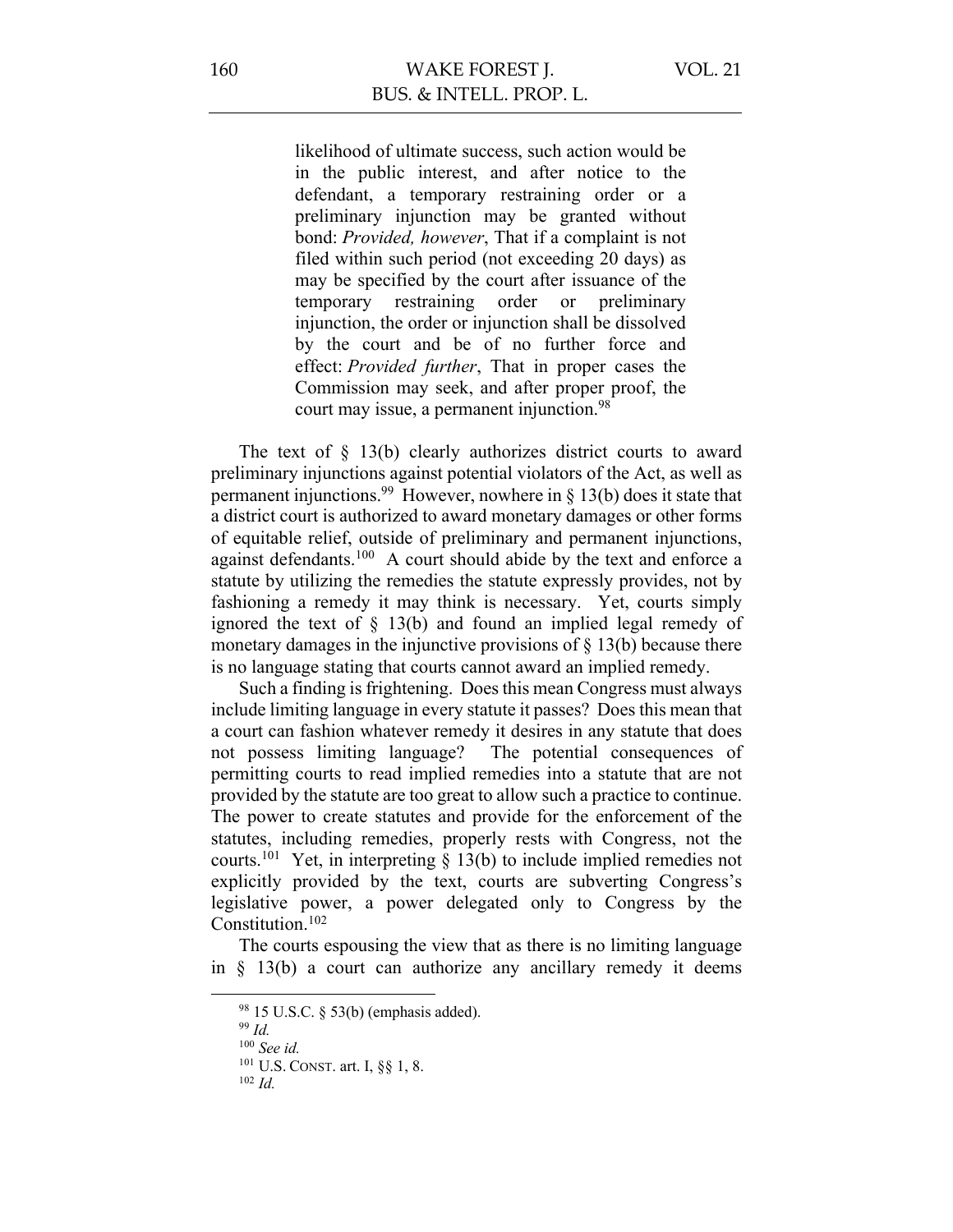> likelihood of ultimate success, such action would be in the public interest, and after notice to the defendant, a temporary restraining order or a preliminary injunction may be granted without bond: *Provided, however*, That if a complaint is not filed within such period (not exceeding 20 days) as may be specified by the court after issuance of the temporary restraining order or preliminary injunction, the order or injunction shall be dissolved by the court and be of no further force and effect: *Provided further*, That in proper cases the Commission may seek, and after proper proof, the court may issue, a permanent injunction.[98]

The text of § 13(b) clearly authorizes district courts to award preliminary injunctions against potential violators of the Act, as well as permanent injunctions.[99] However, nowhere in § 13(b) does it state that a district court is authorized to award monetary damages or other forms of equitable relief, outside of preliminary and permanent injunctions, against defendants.[100] A court should abide by the text and enforce a statute by utilizing the remedies the statute expressly provides, not by fashioning a remedy it may think is necessary. Yet, courts simply ignored the text of § 13(b) and found an implied legal remedy of monetary damages in the injunctive provisions of § 13(b) because there is no language stating that courts cannot award an implied remedy.

Such a finding is frightening. Does this mean Congress must always include limiting language in every statute it passes? Does this mean that a court can fashion whatever remedy it desires in any statute that does not possess limiting language? The potential consequences of permitting courts to read implied remedies into a statute that are not provided by the statute are too great to allow such a practice to continue. The power to create statutes and provide for the enforcement of the statutes, including remedies, properly rests with Congress, not the courts.[101] Yet, in interpreting § 13(b) to include implied remedies not explicitly provided by the text, courts are subverting Congress's legislative power, a power delegated only to Congress by the Constitution.[102]

The courts espousing the view that as there is no limiting language in § 13(b) a court can authorize any ancillary remedy it deems

---

[98] 15 U.S.C. § 53(b) (emphasis added).

[99] *Id.*

[100] *See id.*

[101] U.S. CONST. art. I, §§ 1, 8.

[102] *Id.*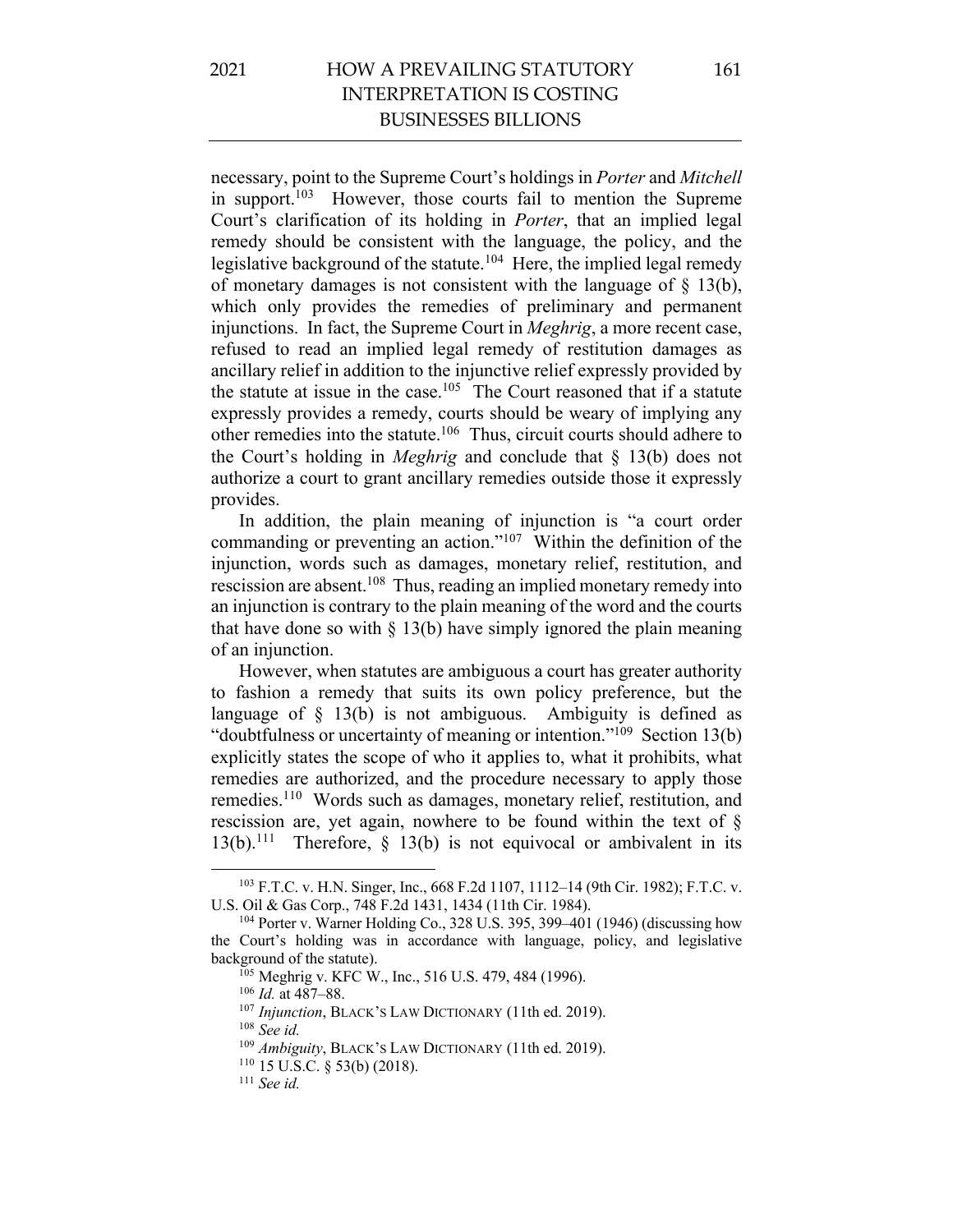necessary, point to the Supreme Court's holdings in *Porter* and *Mitchell* in support.[103] However, those courts fail to mention the Supreme Court's clarification of its holding in *Porter*, that an implied legal remedy should be consistent with the language, the policy, and the legislative background of the statute.[104] Here, the implied legal remedy of monetary damages is not consistent with the language of § 13(b), which only provides the remedies of preliminary and permanent injunctions. In fact, the Supreme Court in *Meghrig*, a more recent case, refused to read an implied legal remedy of restitution damages as ancillary relief in addition to the injunctive relief expressly provided by the statute at issue in the case.[105] The Court reasoned that if a statute expressly provides a remedy, courts should be weary of implying any other remedies into the statute.[106] Thus, circuit courts should adhere to the Court's holding in *Meghrig* and conclude that § 13(b) does not authorize a court to grant ancillary remedies outside those it expressly provides.

In addition, the plain meaning of injunction is "a court order commanding or preventing an action."[107] Within the definition of the injunction, words such as damages, monetary relief, restitution, and rescission are absent.[108] Thus, reading an implied monetary remedy into an injunction is contrary to the plain meaning of the word and the courts that have done so with § 13(b) have simply ignored the plain meaning of an injunction.

However, when statutes are ambiguous a court has greater authority to fashion a remedy that suits its own policy preference, but the language of § 13(b) is not ambiguous. Ambiguity is defined as "doubtfulness or uncertainty of meaning or intention."[109] Section 13(b) explicitly states the scope of who it applies to, what it prohibits, what remedies are authorized, and the procedure necessary to apply those remedies.[110] Words such as damages, monetary relief, restitution, and rescission are, yet again, nowhere to be found within the text of § 13(b).[111] Therefore, § 13(b) is not equivocal or ambivalent in its

---

[103] F.T.C. v. H.N. Singer, Inc., 668 F.2d 1107, 1112–14 (9th Cir. 1982); F.T.C. v. U.S. Oil & Gas Corp., 748 F.2d 1431, 1434 (11th Cir. 1984).

[104] Porter v. Warner Holding Co., 328 U.S. 395, 399–401 (1946) (discussing how the Court's holding was in accordance with language, policy, and legislative background of the statute).

[105] Meghrig v. KFC W., Inc., 516 U.S. 479, 484 (1996).

[106] *Id.* at 487–88.

[107] *Injunction*, BLACK'S LAW DICTIONARY (11th ed. 2019).

[108] *See id.*

[109] *Ambiguity*, BLACK'S LAW DICTIONARY (11th ed. 2019).

[110] 15 U.S.C. § 53(b) (2018).

[111] *See id.*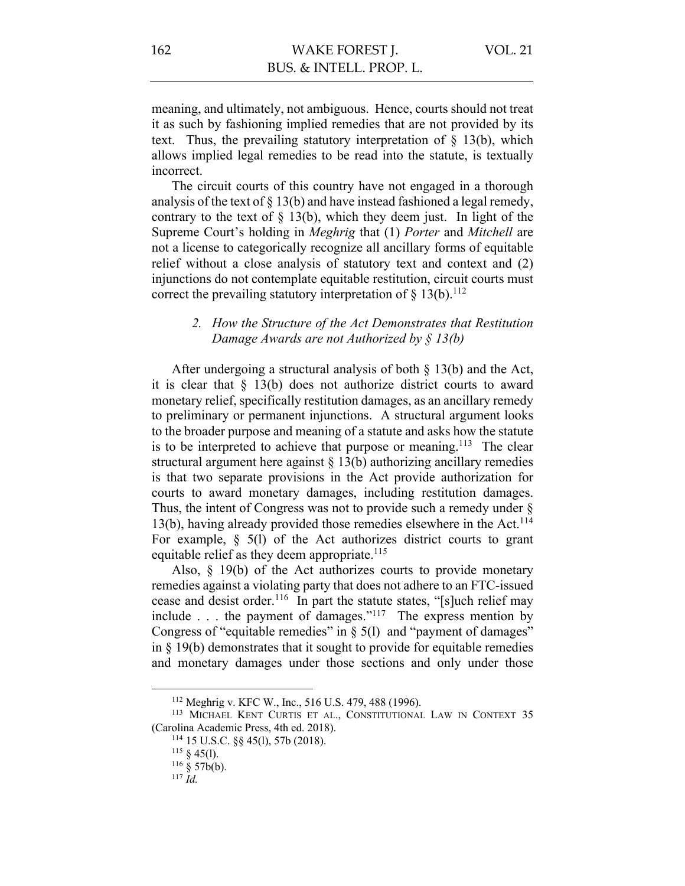meaning, and ultimately, not ambiguous. Hence, courts should not treat it as such by fashioning implied remedies that are not provided by its text. Thus, the prevailing statutory interpretation of § 13(b), which allows implied legal remedies to be read into the statute, is textually incorrect.

The circuit courts of this country have not engaged in a thorough analysis of the text of § 13(b) and have instead fashioned a legal remedy, contrary to the text of § 13(b), which they deem just. In light of the Supreme Court's holding in *Meghrig* that (1) *Porter* and *Mitchell* are not a license to categorically recognize all ancillary forms of equitable relief without a close analysis of statutory text and context and (2) injunctions do not contemplate equitable restitution, circuit courts must correct the prevailing statutory interpretation of § 13(b).[112]

### 2. *How the Structure of the Act Demonstrates that Restitution Damage Awards are not Authorized by § 13(b)*

After undergoing a structural analysis of both § 13(b) and the Act, it is clear that § 13(b) does not authorize district courts to award monetary relief, specifically restitution damages, as an ancillary remedy to preliminary or permanent injunctions. A structural argument looks to the broader purpose and meaning of a statute and asks how the statute is to be interpreted to achieve that purpose or meaning.[113] The clear structural argument here against § 13(b) authorizing ancillary remedies is that two separate provisions in the Act provide authorization for courts to award monetary damages, including restitution damages. Thus, the intent of Congress was not to provide such a remedy under § 13(b), having already provided those remedies elsewhere in the Act.[114] For example, § 5(l) of the Act authorizes district courts to grant equitable relief as they deem appropriate.[115]

Also, § 19(b) of the Act authorizes courts to provide monetary remedies against a violating party that does not adhere to an FTC-issued cease and desist order.[116] In part the statute states, "[s]uch relief may include . . . the payment of damages."[117] The express mention by Congress of "equitable remedies" in § 5(l) and "payment of damages" in § 19(b) demonstrates that it sought to provide for equitable remedies and monetary damages under those sections and only under those

---

[112] Meghrig v. KFC W., Inc., 516 U.S. 479, 488 (1996).

[113] MICHAEL KENT CURTIS ET AL., CONSTITUTIONAL LAW IN CONTEXT 35 (Carolina Academic Press, 4th ed. 2018).

[114] 15 U.S.C. §§ 45(l), 57b (2018).

[115] § 45(l).

[116] § 57b(b).

[117] *Id.*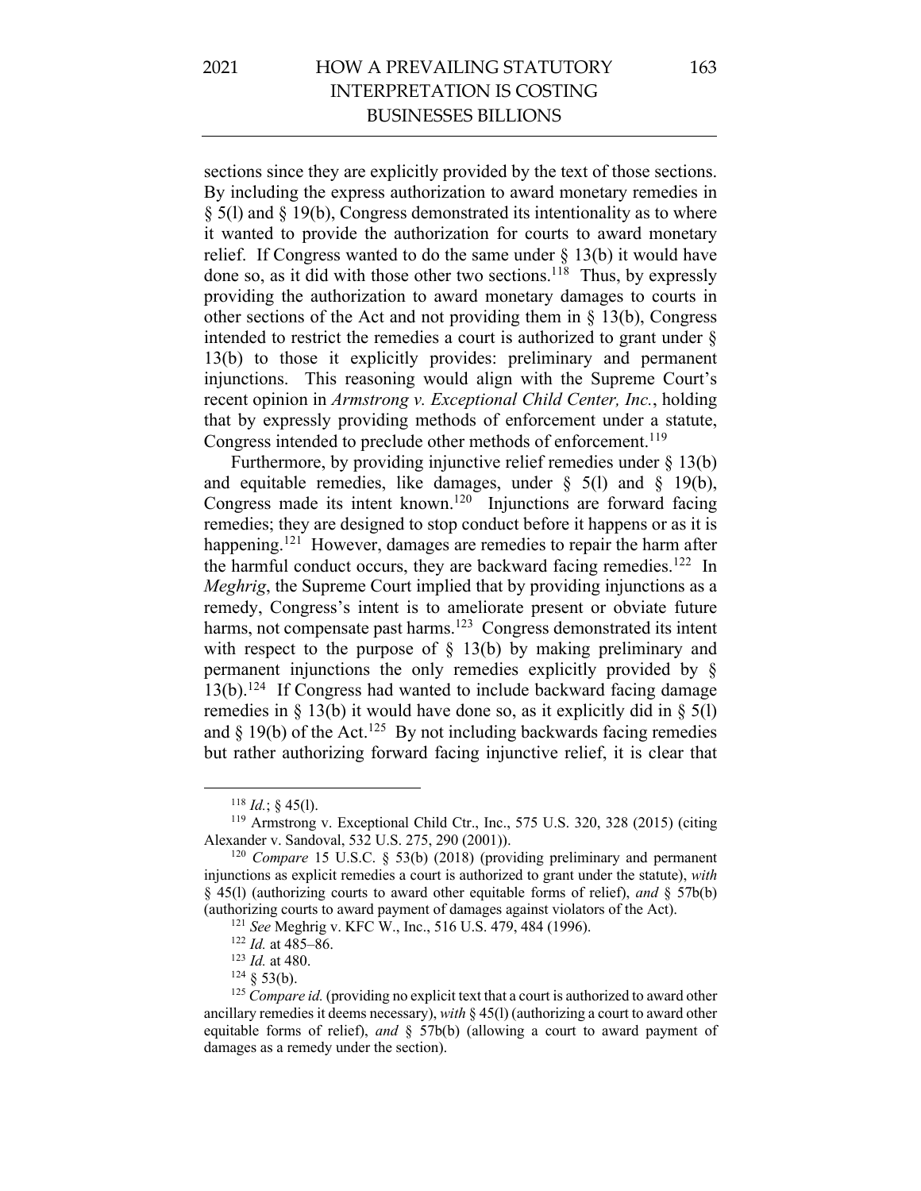sections since they are explicitly provided by the text of those sections. By including the express authorization to award monetary remedies in § 5(l) and § 19(b), Congress demonstrated its intentionality as to where it wanted to provide the authorization for courts to award monetary relief. If Congress wanted to do the same under § 13(b) it would have done so, as it did with those other two sections.[118] Thus, by expressly providing the authorization to award monetary damages to courts in other sections of the Act and not providing them in § 13(b), Congress intended to restrict the remedies a court is authorized to grant under § 13(b) to those it explicitly provides: preliminary and permanent injunctions. This reasoning would align with the Supreme Court's recent opinion in *Armstrong v. Exceptional Child Center, Inc.*, holding that by expressly providing methods of enforcement under a statute, Congress intended to preclude other methods of enforcement.[119]

Furthermore, by providing injunctive relief remedies under § 13(b) and equitable remedies, like damages, under § 5(l) and § 19(b), Congress made its intent known.[120] Injunctions are forward facing remedies; they are designed to stop conduct before it happens or as it is happening.[121] However, damages are remedies to repair the harm after the harmful conduct occurs, they are backward facing remedies.[122] In *Meghrig*, the Supreme Court implied that by providing injunctions as a remedy, Congress's intent is to ameliorate present or obviate future harms, not compensate past harms.[123] Congress demonstrated its intent with respect to the purpose of § 13(b) by making preliminary and permanent injunctions the only remedies explicitly provided by § 13(b).[124] If Congress had wanted to include backward facing damage remedies in § 13(b) it would have done so, as it explicitly did in § 5(l) and § 19(b) of the Act.[125] By not including backwards facing remedies but rather authorizing forward facing injunctive relief, it is clear that

---

[118] *Id.*; § 45(l).

[119] Armstrong v. Exceptional Child Ctr., Inc., 575 U.S. 320, 328 (2015) (citing Alexander v. Sandoval, 532 U.S. 275, 290 (2001)).

[120] *Compare* 15 U.S.C. § 53(b) (2018) (providing preliminary and permanent injunctions as explicit remedies a court is authorized to grant under the statute), *with* § 45(l) (authorizing courts to award other equitable forms of relief), *and* § 57b(b) (authorizing courts to award payment of damages against violators of the Act).

[121] *See* Meghrig v. KFC W., Inc., 516 U.S. 479, 484 (1996).

[122] *Id.* at 485–86.

[123] *Id.* at 480.

[124] § 53(b).

[125] *Compare id.* (providing no explicit text that a court is authorized to award other ancillary remedies it deems necessary), *with* § 45(l) (authorizing a court to award other equitable forms of relief), *and* § 57b(b) (allowing a court to award payment of damages as a remedy under the section).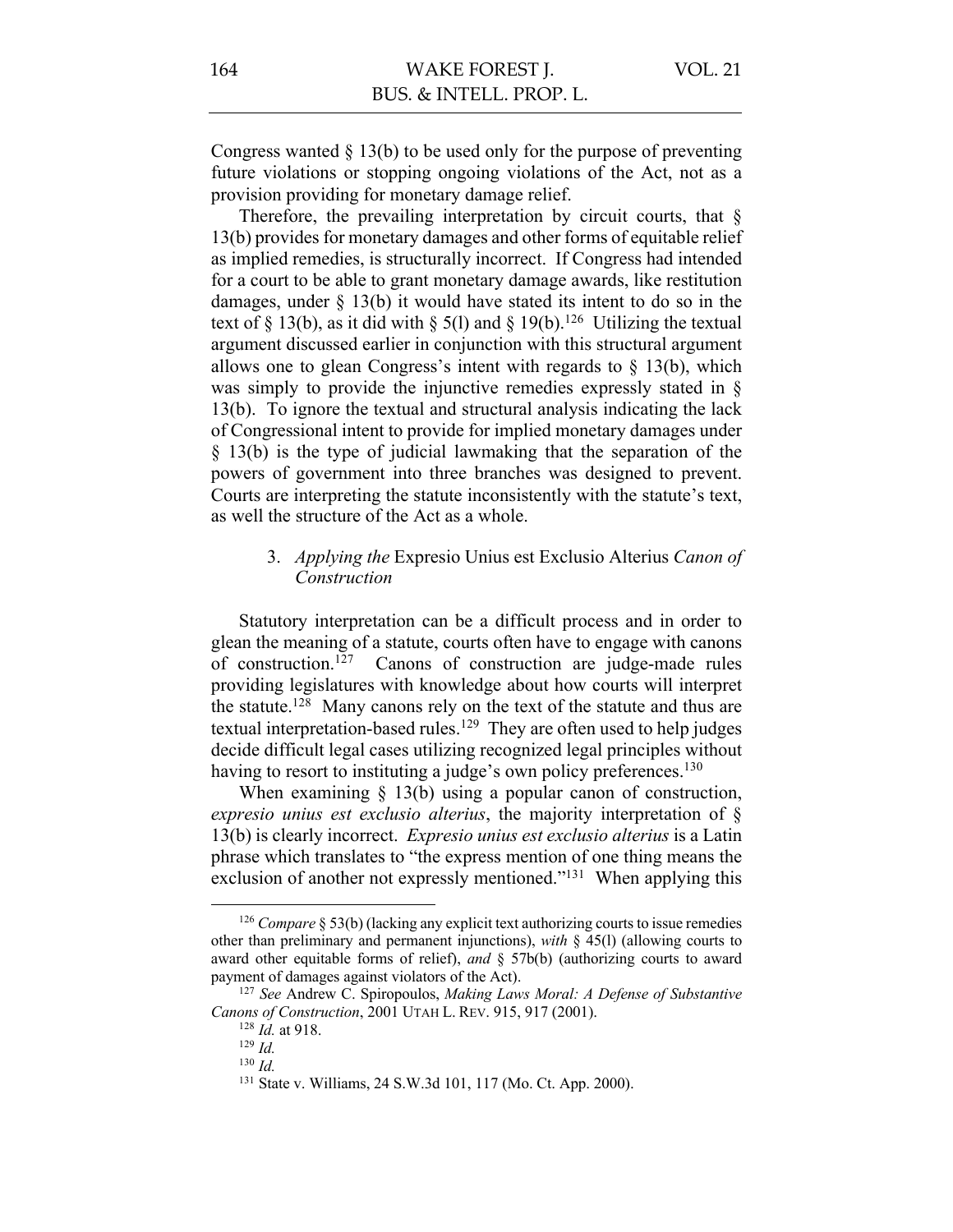Congress wanted § 13(b) to be used only for the purpose of preventing future violations or stopping ongoing violations of the Act, not as a provision providing for monetary damage relief.

Therefore, the prevailing interpretation by circuit courts, that § 13(b) provides for monetary damages and other forms of equitable relief as implied remedies, is structurally incorrect. If Congress had intended for a court to be able to grant monetary damage awards, like restitution damages, under § 13(b) it would have stated its intent to do so in the text of § 13(b), as it did with § 5(l) and § 19(b).[126] Utilizing the textual argument discussed earlier in conjunction with this structural argument allows one to glean Congress's intent with regards to § 13(b), which was simply to provide the injunctive remedies expressly stated in § 13(b). To ignore the textual and structural analysis indicating the lack of Congressional intent to provide for implied monetary damages under § 13(b) is the type of judicial lawmaking that the separation of the powers of government into three branches was designed to prevent. Courts are interpreting the statute inconsistently with the statute's text, as well the structure of the Act as a whole.

### 3. *Applying the* Expresio Unius est Exclusio Alterius *Canon of Construction*

Statutory interpretation can be a difficult process and in order to glean the meaning of a statute, courts often have to engage with canons of construction.[127] Canons of construction are judge-made rules providing legislatures with knowledge about how courts will interpret the statute.[128] Many canons rely on the text of the statute and thus are textual interpretation-based rules.[129] They are often used to help judges decide difficult legal cases utilizing recognized legal principles without having to resort to instituting a judge's own policy preferences.[130]

When examining § 13(b) using a popular canon of construction, *expresio unius est exclusio alterius*, the majority interpretation of § 13(b) is clearly incorrect. *Expresio unius est exclusio alterius* is a Latin phrase which translates to "the express mention of one thing means the exclusion of another not expressly mentioned."[131] When applying this

---

[126] *Compare* § 53(b) (lacking any explicit text authorizing courts to issue remedies other than preliminary and permanent injunctions), *with* § 45(l) (allowing courts to award other equitable forms of relief), *and* § 57b(b) (authorizing courts to award payment of damages against violators of the Act).

[127] *See* Andrew C. Spiropoulos, *Making Laws Moral: A Defense of Substantive Canons of Construction*, 2001 UTAH L. REV. 915, 917 (2001).

[128] *Id.* at 918.

[129] *Id.*

[130] *Id.*

[131] State v. Williams, 24 S.W.3d 101, 117 (Mo. Ct. App. 2000).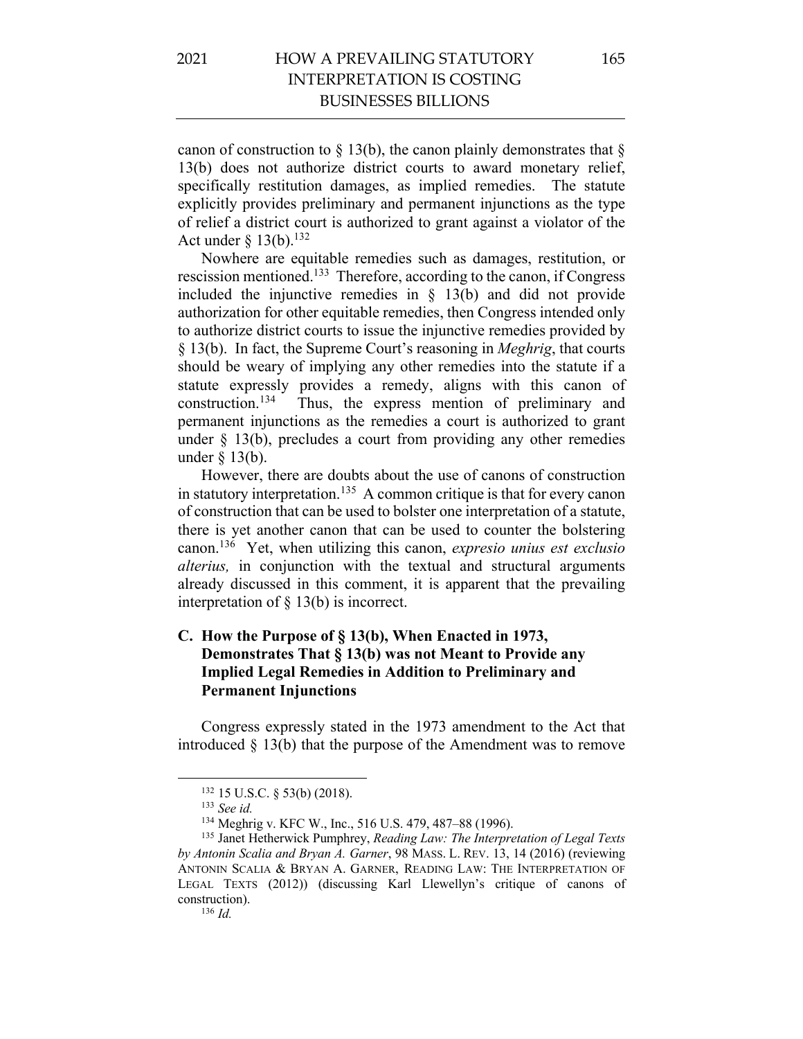canon of construction to § 13(b), the canon plainly demonstrates that § 13(b) does not authorize district courts to award monetary relief, specifically restitution damages, as implied remedies. The statute explicitly provides preliminary and permanent injunctions as the type of relief a district court is authorized to grant against a violator of the Act under § 13(b).[132]

Nowhere are equitable remedies such as damages, restitution, or rescission mentioned.[133] Therefore, according to the canon, if Congress included the injunctive remedies in § 13(b) and did not provide authorization for other equitable remedies, then Congress intended only to authorize district courts to issue the injunctive remedies provided by § 13(b). In fact, the Supreme Court's reasoning in *Meghrig*, that courts should be weary of implying any other remedies into the statute if a statute expressly provides a remedy, aligns with this canon of construction.[134] Thus, the express mention of preliminary and permanent injunctions as the remedies a court is authorized to grant under § 13(b), precludes a court from providing any other remedies under § 13(b).

However, there are doubts about the use of canons of construction in statutory interpretation.[135] A common critique is that for every canon of construction that can be used to bolster one interpretation of a statute, there is yet another canon that can be used to counter the bolstering canon.[136] Yet, when utilizing this canon, *expresio unius est exclusio alterius,* in conjunction with the textual and structural arguments already discussed in this comment, it is apparent that the prevailing interpretation of § 13(b) is incorrect.

### C. How the Purpose of § 13(b), When Enacted in 1973, Demonstrates That § 13(b) was not Meant to Provide any Implied Legal Remedies in Addition to Preliminary and Permanent Injunctions

Congress expressly stated in the 1973 amendment to the Act that introduced § 13(b) that the purpose of the Amendment was to remove

---

[132] 15 U.S.C. § 53(b) (2018).

[133] *See id.*

[134] Meghrig v. KFC W., Inc., 516 U.S. 479, 487–88 (1996).

[135] Janet Hetherwick Pumphrey, *Reading Law: The Interpretation of Legal Texts by Antonin Scalia and Bryan A. Garner*, 98 MASS. L. REV. 13, 14 (2016) (reviewing ANTONIN SCALIA & BRYAN A. GARNER, READING LAW: THE INTERPRETATION OF LEGAL TEXTS (2012)) (discussing Karl Llewellyn's critique of canons of construction).

[136] *Id.*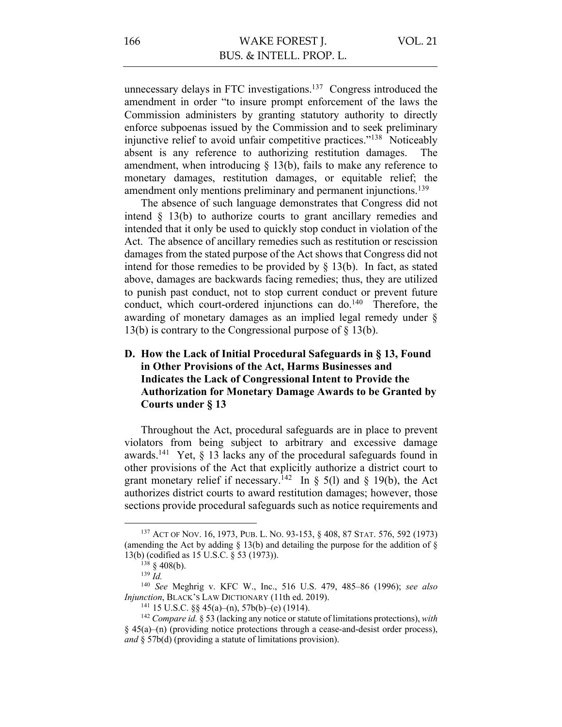unnecessary delays in FTC investigations.[137] Congress introduced the amendment in order "to insure prompt enforcement of the laws the Commission administers by granting statutory authority to directly enforce subpoenas issued by the Commission and to seek preliminary injunctive relief to avoid unfair competitive practices."[138] Noticeably absent is any reference to authorizing restitution damages. The amendment, when introducing § 13(b), fails to make any reference to monetary damages, restitution damages, or equitable relief; the amendment only mentions preliminary and permanent injunctions.[139]

The absence of such language demonstrates that Congress did not intend § 13(b) to authorize courts to grant ancillary remedies and intended that it only be used to quickly stop conduct in violation of the Act. The absence of ancillary remedies such as restitution or rescission damages from the stated purpose of the Act shows that Congress did not intend for those remedies to be provided by § 13(b). In fact, as stated above, damages are backwards facing remedies; thus, they are utilized to punish past conduct, not to stop current conduct or prevent future conduct, which court-ordered injunctions can do.[140] Therefore, the awarding of monetary damages as an implied legal remedy under § 13(b) is contrary to the Congressional purpose of § 13(b).

### D. How the Lack of Initial Procedural Safeguards in § 13, Found in Other Provisions of the Act, Harms Businesses and Indicates the Lack of Congressional Intent to Provide the Authorization for Monetary Damage Awards to be Granted by Courts under § 13

Throughout the Act, procedural safeguards are in place to prevent violators from being subject to arbitrary and excessive damage awards.[141] Yet, § 13 lacks any of the procedural safeguards found in other provisions of the Act that explicitly authorize a district court to grant monetary relief if necessary.[142] In § 5(l) and § 19(b), the Act authorizes district courts to award restitution damages; however, those sections provide procedural safeguards such as notice requirements and

---

[137] ACT OF NOV. 16, 1973, PUB. L. NO. 93-153, § 408, 87 STAT. 576, 592 (1973) (amending the Act by adding § 13(b) and detailing the purpose for the addition of § 13(b) (codified as 15 U.S.C. § 53 (1973)).

[138] § 408(b).

[139] *Id.*

[140] *See* Meghrig v. KFC W., Inc., 516 U.S. 479, 485–86 (1996); *see also* *Injunction*, BLACK'S LAW DICTIONARY (11th ed. 2019).

[141] 15 U.S.C. §§ 45(a)–(n), 57b(b)–(e) (1914).

[142] *Compare id.* § 53 (lacking any notice or statute of limitations protections), *with* § 45(a)–(n) (providing notice protections through a cease-and-desist order process), *and* § 57b(d) (providing a statute of limitations provision).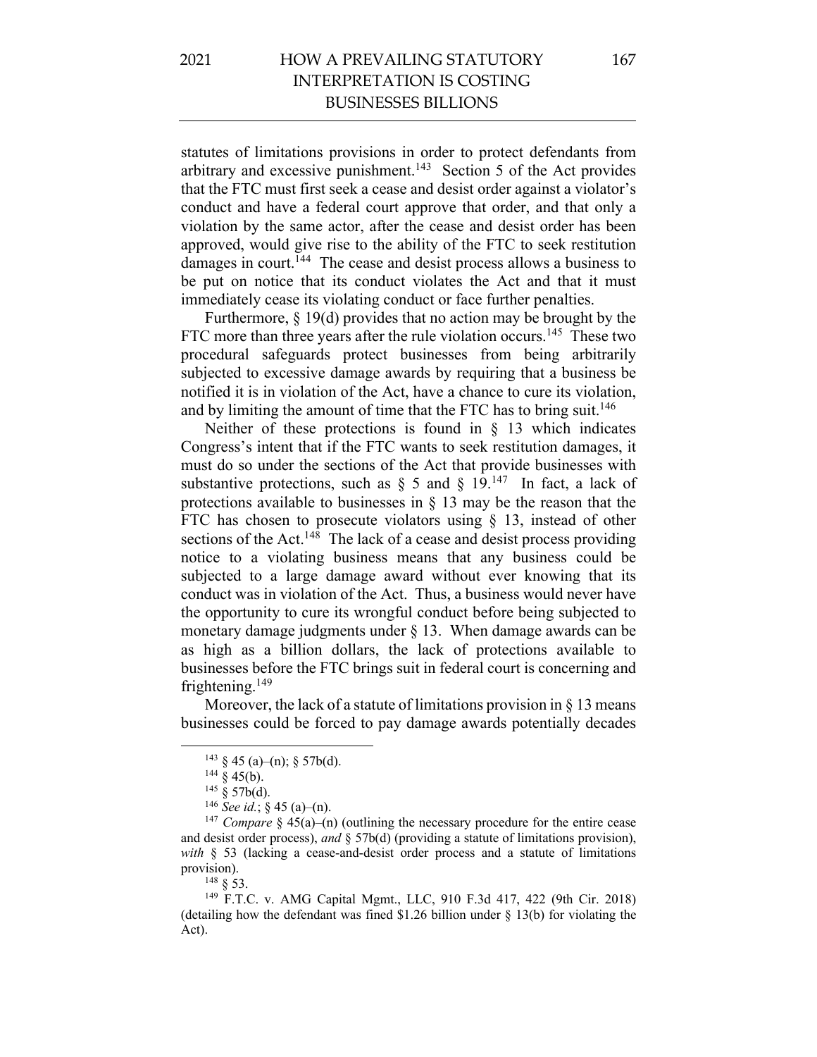statutes of limitations provisions in order to protect defendants from arbitrary and excessive punishment.[143] Section 5 of the Act provides that the FTC must first seek a cease and desist order against a violator's conduct and have a federal court approve that order, and that only a violation by the same actor, after the cease and desist order has been approved, would give rise to the ability of the FTC to seek restitution damages in court.[144] The cease and desist process allows a business to be put on notice that its conduct violates the Act and that it must immediately cease its violating conduct or face further penalties.

Furthermore, § 19(d) provides that no action may be brought by the FTC more than three years after the rule violation occurs.[145] These two procedural safeguards protect businesses from being arbitrarily subjected to excessive damage awards by requiring that a business be notified it is in violation of the Act, have a chance to cure its violation, and by limiting the amount of time that the FTC has to bring suit.[146]

Neither of these protections is found in § 13 which indicates Congress's intent that if the FTC wants to seek restitution damages, it must do so under the sections of the Act that provide businesses with substantive protections, such as § 5 and § 19.[147] In fact, a lack of protections available to businesses in § 13 may be the reason that the FTC has chosen to prosecute violators using § 13, instead of other sections of the Act.[148] The lack of a cease and desist process providing notice to a violating business means that any business could be subjected to a large damage award without ever knowing that its conduct was in violation of the Act. Thus, a business would never have the opportunity to cure its wrongful conduct before being subjected to monetary damage judgments under § 13. When damage awards can be as high as a billion dollars, the lack of protections available to businesses before the FTC brings suit in federal court is concerning and frightening.[149]

Moreover, the lack of a statute of limitations provision in § 13 means businesses could be forced to pay damage awards potentially decades

---

[143] § 45 (a)–(n); § 57b(d).

[144] § 45(b).

[145] § 57b(d).

[146] *See id.*; § 45 (a)–(n).

[147] *Compare* § 45(a)–(n) (outlining the necessary procedure for the entire cease and desist order process), *and* § 57b(d) (providing a statute of limitations provision), *with* § 53 (lacking a cease-and-desist order process and a statute of limitations provision).

[148] § 53.

[149] F.T.C. v. AMG Capital Mgmt., LLC, 910 F.3d 417, 422 (9th Cir. 2018) (detailing how the defendant was fined $1.26 billion under § 13(b) for violating the Act).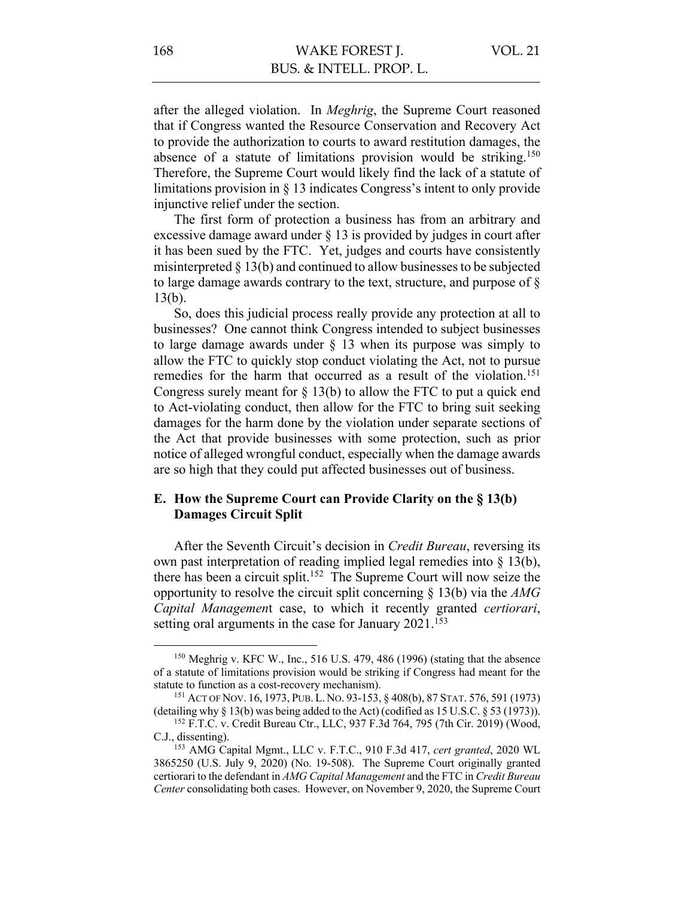after the alleged violation. In *Meghrig*, the Supreme Court reasoned that if Congress wanted the Resource Conservation and Recovery Act to provide the authorization to courts to award restitution damages, the absence of a statute of limitations provision would be striking.[150] Therefore, the Supreme Court would likely find the lack of a statute of limitations provision in § 13 indicates Congress's intent to only provide injunctive relief under the section.

The first form of protection a business has from an arbitrary and excessive damage award under § 13 is provided by judges in court after it has been sued by the FTC. Yet, judges and courts have consistently misinterpreted § 13(b) and continued to allow businesses to be subjected to large damage awards contrary to the text, structure, and purpose of § 13(b).

So, does this judicial process really provide any protection at all to businesses? One cannot think Congress intended to subject businesses to large damage awards under § 13 when its purpose was simply to allow the FTC to quickly stop conduct violating the Act, not to pursue remedies for the harm that occurred as a result of the violation.[151] Congress surely meant for § 13(b) to allow the FTC to put a quick end to Act-violating conduct, then allow for the FTC to bring suit seeking damages for the harm done by the violation under separate sections of the Act that provide businesses with some protection, such as prior notice of alleged wrongful conduct, especially when the damage awards are so high that they could put affected businesses out of business.

### E. How the Supreme Court can Provide Clarity on the § 13(b) Damages Circuit Split

After the Seventh Circuit's decision in *Credit Bureau*, reversing its own past interpretation of reading implied legal remedies into § 13(b), there has been a circuit split.[152] The Supreme Court will now seize the opportunity to resolve the circuit split concerning § 13(b) via the *AMG Capital Managemen*t case, to which it recently granted *certiorari*, setting oral arguments in the case for January 2021.[153]

---

[150] Meghrig v. KFC W., Inc., 516 U.S. 479, 486 (1996) (stating that the absence of a statute of limitations provision would be striking if Congress had meant for the statute to function as a cost-recovery mechanism).

[151] ACT OF NOV. 16, 1973, PUB. L. NO. 93-153, § 408(b), 87 STAT. 576, 591 (1973) (detailing why § 13(b) was being added to the Act) (codified as 15 U.S.C. § 53 (1973)).

[152] F.T.C. v. Credit Bureau Ctr., LLC, 937 F.3d 764, 795 (7th Cir. 2019) (Wood, C.J., dissenting).

[153] AMG Capital Mgmt., LLC v. F.T.C., 910 F.3d 417, *cert granted*, 2020 WL 3865250 (U.S. July 9, 2020) (No. 19-508). The Supreme Court originally granted certiorari to the defendant in *AMG Capital Management* and the FTC in *Credit Bureau Center* consolidating both cases. However, on November 9, 2020, the Supreme Court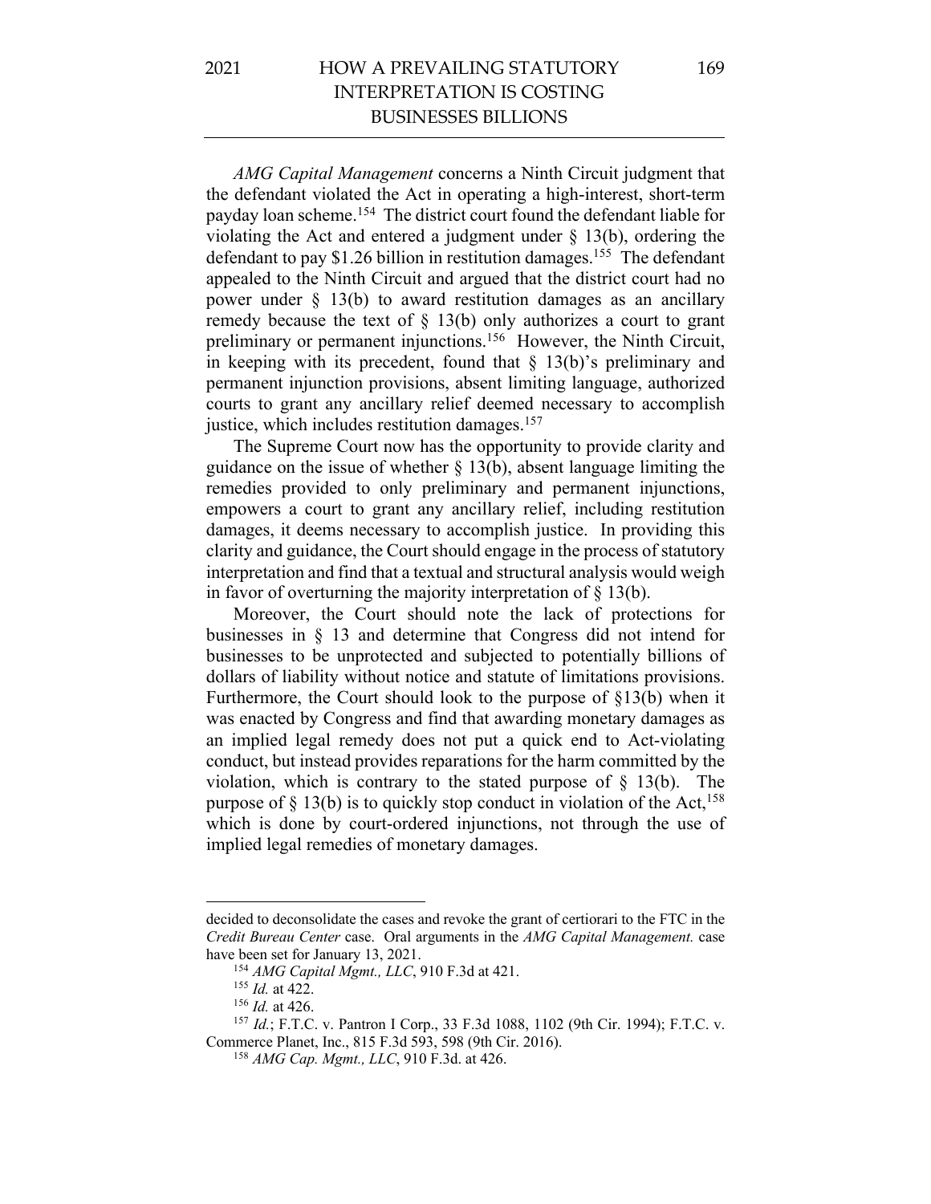*AMG Capital Management* concerns a Ninth Circuit judgment that the defendant violated the Act in operating a high-interest, short-term payday loan scheme.[154] The district court found the defendant liable for violating the Act and entered a judgment under § 13(b), ordering the defendant to pay $1.26 billion in restitution damages.[155] The defendant appealed to the Ninth Circuit and argued that the district court had no power under § 13(b) to award restitution damages as an ancillary remedy because the text of § 13(b) only authorizes a court to grant preliminary or permanent injunctions.[156] However, the Ninth Circuit, in keeping with its precedent, found that § 13(b)'s preliminary and permanent injunction provisions, absent limiting language, authorized courts to grant any ancillary relief deemed necessary to accomplish justice, which includes restitution damages.[157]

The Supreme Court now has the opportunity to provide clarity and guidance on the issue of whether § 13(b), absent language limiting the remedies provided to only preliminary and permanent injunctions, empowers a court to grant any ancillary relief, including restitution damages, it deems necessary to accomplish justice. In providing this clarity and guidance, the Court should engage in the process of statutory interpretation and find that a textual and structural analysis would weigh in favor of overturning the majority interpretation of § 13(b).

Moreover, the Court should note the lack of protections for businesses in § 13 and determine that Congress did not intend for businesses to be unprotected and subjected to potentially billions of dollars of liability without notice and statute of limitations provisions. Furthermore, the Court should look to the purpose of §13(b) when it was enacted by Congress and find that awarding monetary damages as an implied legal remedy does not put a quick end to Act-violating conduct, but instead provides reparations for the harm committed by the violation, which is contrary to the stated purpose of § 13(b). The purpose of § 13(b) is to quickly stop conduct in violation of the Act,[158] which is done by court-ordered injunctions, not through the use of implied legal remedies of monetary damages.

---

decided to deconsolidate the cases and revoke the grant of certiorari to the FTC in the *Credit Bureau Center* case. Oral arguments in the *AMG Capital Management.* case have been set for January 13, 2021.

[154] *AMG Capital Mgmt., LLC*, 910 F.3d at 421.

[155] *Id.* at 422.

[156] *Id.* at 426.

[157] *Id.*; F.T.C. v. Pantron I Corp., 33 F.3d 1088, 1102 (9th Cir. 1994); F.T.C. v. Commerce Planet, Inc., 815 F.3d 593, 598 (9th Cir. 2016).

[158] *AMG Cap. Mgmt., LLC*, 910 F.3d. at 426.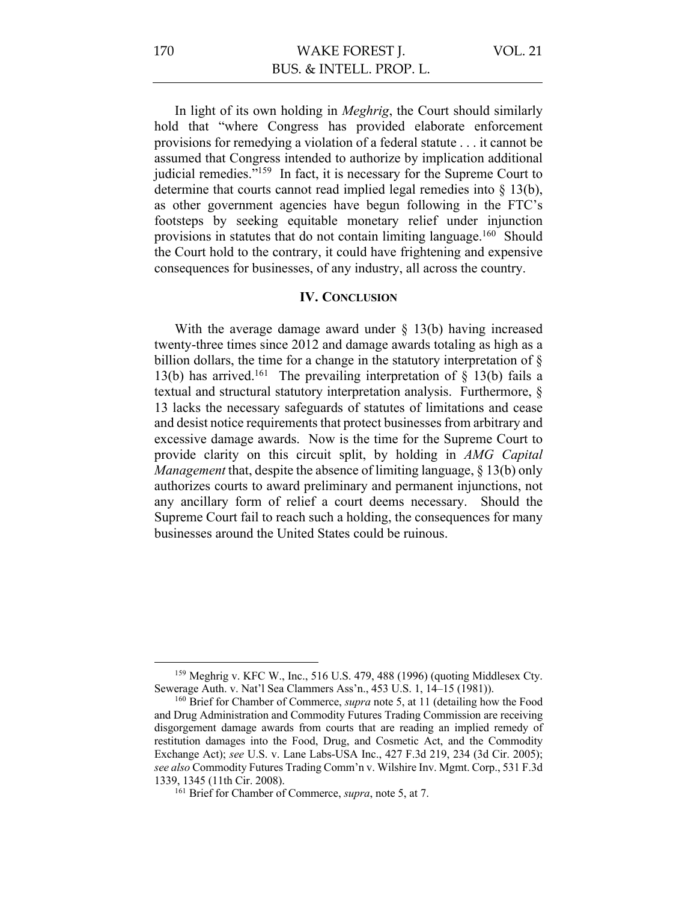In light of its own holding in *Meghrig*, the Court should similarly hold that "where Congress has provided elaborate enforcement provisions for remedying a violation of a federal statute . . . it cannot be assumed that Congress intended to authorize by implication additional judicial remedies."[159] In fact, it is necessary for the Supreme Court to determine that courts cannot read implied legal remedies into § 13(b), as other government agencies have begun following in the FTC's footsteps by seeking equitable monetary relief under injunction provisions in statutes that do not contain limiting language.[160] Should the Court hold to the contrary, it could have frightening and expensive consequences for businesses, of any industry, all across the country.

## IV. Conclusion

With the average damage award under § 13(b) having increased twenty-three times since 2012 and damage awards totaling as high as a billion dollars, the time for a change in the statutory interpretation of § 13(b) has arrived.[161] The prevailing interpretation of § 13(b) fails a textual and structural statutory interpretation analysis. Furthermore, § 13 lacks the necessary safeguards of statutes of limitations and cease and desist notice requirements that protect businesses from arbitrary and excessive damage awards. Now is the time for the Supreme Court to provide clarity on this circuit split, by holding in *AMG Capital Management* that, despite the absence of limiting language, § 13(b) only authorizes courts to award preliminary and permanent injunctions, not any ancillary form of relief a court deems necessary. Should the Supreme Court fail to reach such a holding, the consequences for many businesses around the United States could be ruinous.

---

[159] Meghrig v. KFC W., Inc., 516 U.S. 479, 488 (1996) (quoting Middlesex Cty. Sewerage Auth. v. Nat'l Sea Clammers Ass'n., 453 U.S. 1, 14–15 (1981)).

[160] Brief for Chamber of Commerce, *supra* note 5, at 11 (detailing how the Food and Drug Administration and Commodity Futures Trading Commission are receiving disgorgement damage awards from courts that are reading an implied remedy of restitution damages into the Food, Drug, and Cosmetic Act, and the Commodity Exchange Act); *see* U.S. v. Lane Labs-USA Inc., 427 F.3d 219, 234 (3d Cir. 2005); *see also* Commodity Futures Trading Comm'n v. Wilshire Inv. Mgmt. Corp., 531 F.3d 1339, 1345 (11th Cir. 2008).

[161] Brief for Chamber of Commerce, *supra*, note 5, at 7.